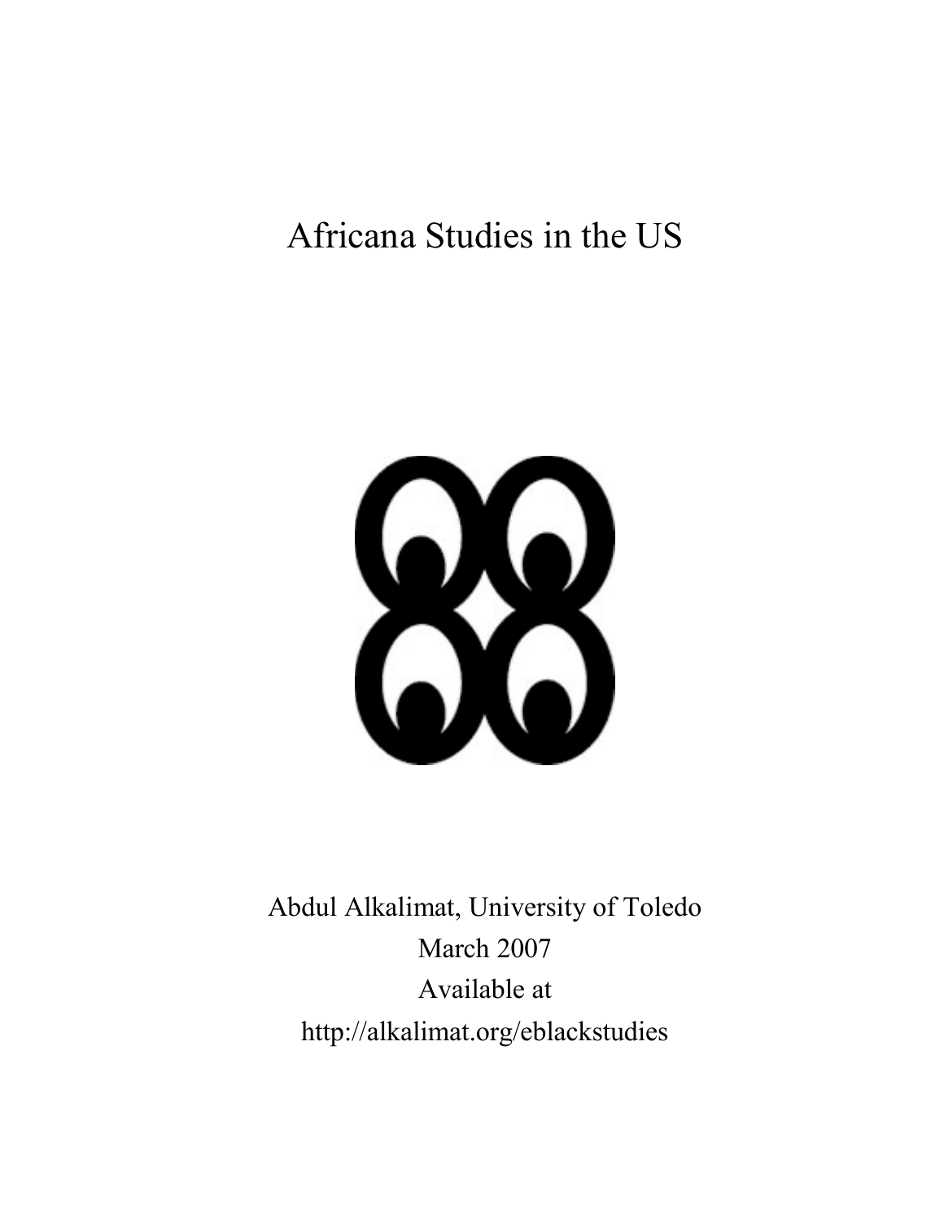# Africana Studies in the US

Abdul Alkalimat, University of Toledo

March 2007

Available at

http://alkalimat.org/eblackstudies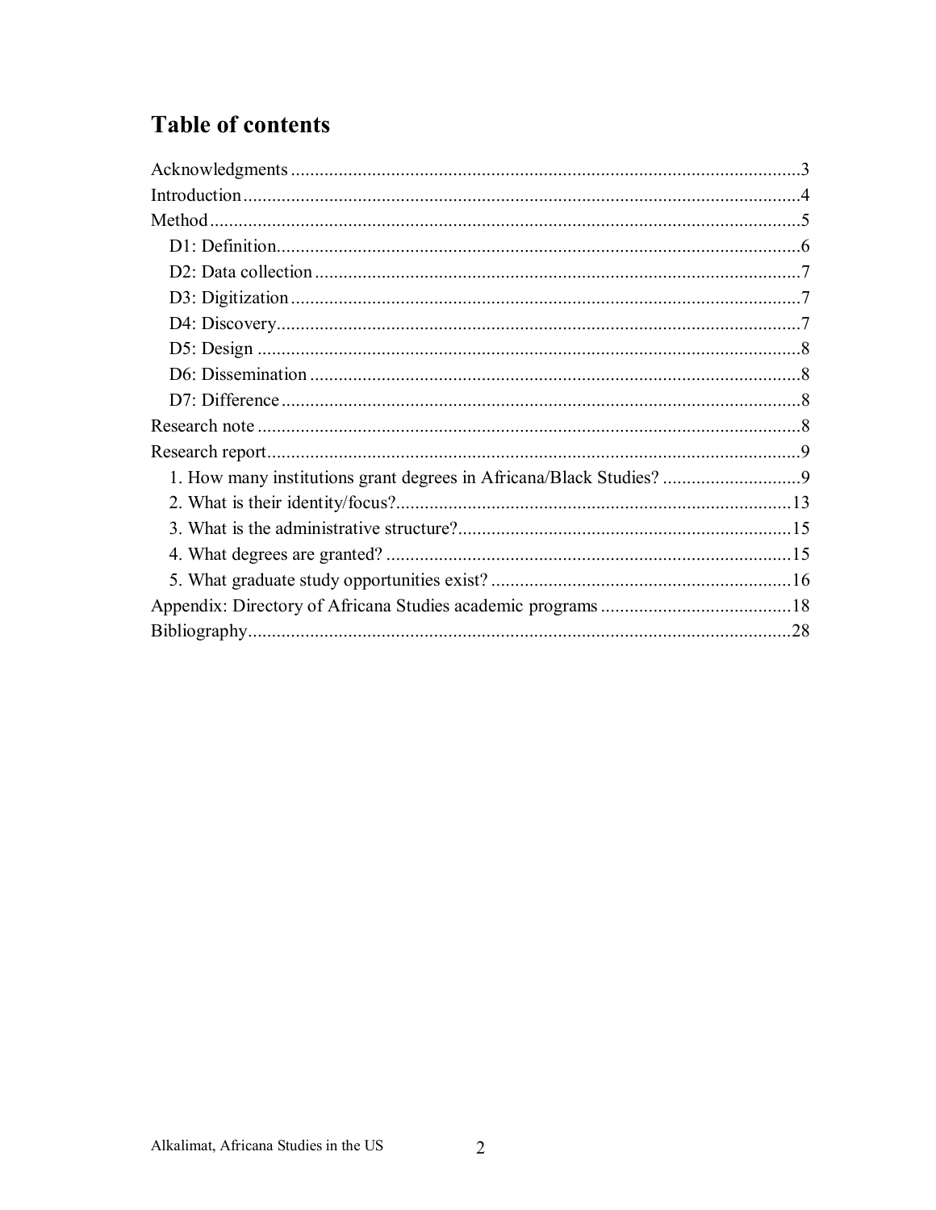# Table of contents

Acknowledgments....................................................................................................3
Introduction..........................................................................................................4
Method..................................................................................................................5
- D1: Definition.....................................................................................................6
- D2: Data collection ...........................................................................................7
- D3: Digitization..................................................................................................7
- D4: Discovery.....................................................................................................7
- D5: Design .........................................................................................................8
- D6: Dissemination .............................................................................................8
- D7: Difference....................................................................................................8

Research note .......................................................................................................8
Research report.....................................................................................................9
- 1. How many institutions grant degrees in Africana/Black Studies? ...................9
- 2. What is their identity/focus?..........................................................................13
- 3. What is the administrative structure?.............................................................15
- 4. What degrees are granted? ............................................................................15
- 5. What graduate study opportunities exist? ......................................................16

Appendix: Directory of Africana Studies academic programs ...........................18
Bibliography.......................................................................................................28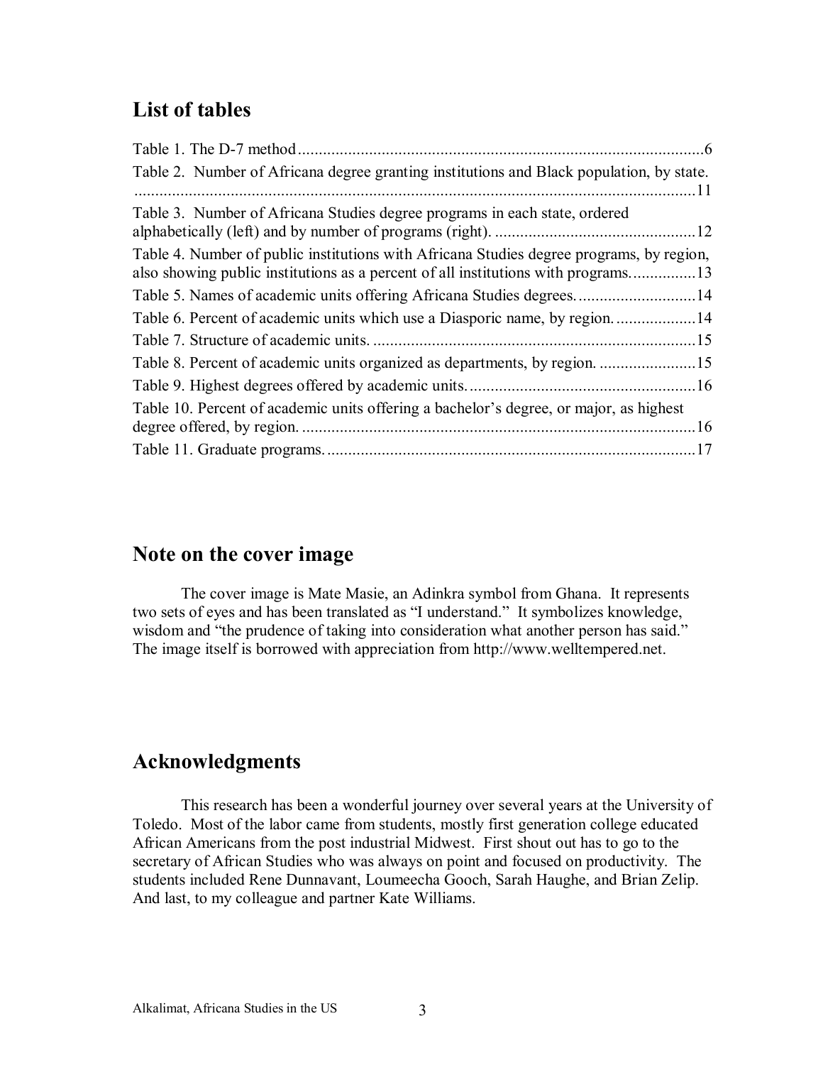## List of tables

Table 1. The D-7 method ........................................................................................6
Table 2. Number of Africana degree granting institutions and Black population, by state. ........................................................................................11
Table 3. Number of Africana Studies degree programs in each state, ordered alphabetically (left) and by number of programs (right). ..........................................12
Table 4. Number of public institutions with Africana Studies degree programs, by region, also showing public institutions as a percent of all institutions with programs...............13
Table 5. Names of academic units offering Africana Studies degrees. ..........................14
Table 6. Percent of academic units which use a Diasporic name, by region. ..................14
Table 7. Structure of academic units. ........................................................................15
Table 8. Percent of academic units organized as departments, by region. .......................15
Table 9. Highest degrees offered by academic units. ....................................................16
Table 10. Percent of academic units offering a bachelor's degree, or major, as highest degree offered, by region. ........................................................................................16
Table 11. Graduate programs. ....................................................................................17

## Note on the cover image

The cover image is Mate Masie, an Adinkra symbol from Ghana. It represents two sets of eyes and has been translated as "I understand." It symbolizes knowledge, wisdom and "the prudence of taking into consideration what another person has said." The image itself is borrowed with appreciation from http://www.welltempered.net.

## Acknowledgments

This research has been a wonderful journey over several years at the University of Toledo. Most of the labor came from students, mostly first generation college educated African Americans from the post industrial Midwest. First shout out has to go to the secretary of African Studies who was always on point and focused on productivity. The students included Rene Dunnavant, Loumeecha Gooch, Sarah Haughe, and Brian Zelip. And last, to my colleague and partner Kate Williams.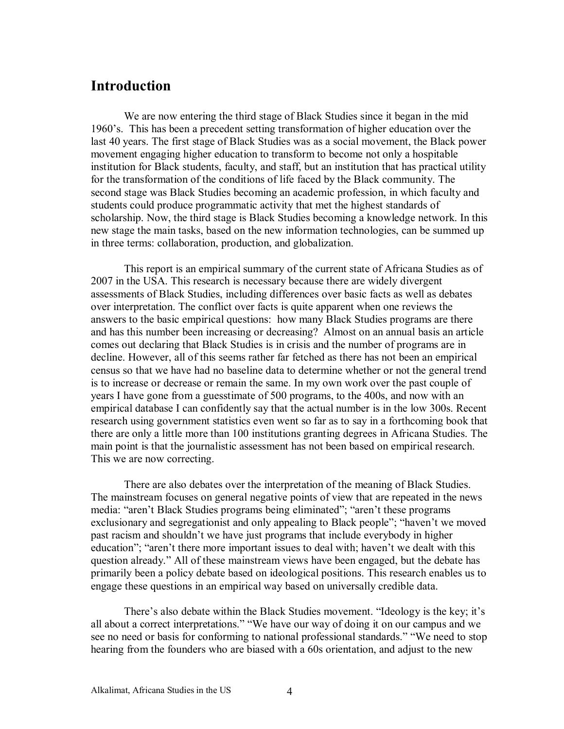## Introduction

We are now entering the third stage of Black Studies since it began in the mid 1960's. This has been a precedent setting transformation of higher education over the last 40 years. The first stage of Black Studies was as a social movement, the Black power movement engaging higher education to transform to become not only a hospitable institution for Black students, faculty, and staff, but an institution that has practical utility for the transformation of the conditions of life faced by the Black community. The second stage was Black Studies becoming an academic profession, in which faculty and students could produce programmatic activity that met the highest standards of scholarship. Now, the third stage is Black Studies becoming a knowledge network. In this new stage the main tasks, based on the new information technologies, can be summed up in three terms: collaboration, production, and globalization.

This report is an empirical summary of the current state of Africana Studies as of 2007 in the USA. This research is necessary because there are widely divergent assessments of Black Studies, including differences over basic facts as well as debates over interpretation. The conflict over facts is quite apparent when one reviews the answers to the basic empirical questions: how many Black Studies programs are there and has this number been increasing or decreasing? Almost on an annual basis an article comes out declaring that Black Studies is in crisis and the number of programs are in decline. However, all of this seems rather far fetched as there has not been an empirical census so that we have had no baseline data to determine whether or not the general trend is to increase or decrease or remain the same. In my own work over the past couple of years I have gone from a guesstimate of 500 programs, to the 400s, and now with an empirical database I can confidently say that the actual number is in the low 300s. Recent research using government statistics even went so far as to say in a forthcoming book that there are only a little more than 100 institutions granting degrees in Africana Studies. The main point is that the journalistic assessment has not been based on empirical research. This we are now correcting.

There are also debates over the interpretation of the meaning of Black Studies. The mainstream focuses on general negative points of view that are repeated in the news media: "aren't Black Studies programs being eliminated"; "aren't these programs exclusionary and segregationist and only appealing to Black people"; "haven't we moved past racism and shouldn't we have just programs that include everybody in higher education"; "aren't there more important issues to deal with; haven't we dealt with this question already." All of these mainstream views have been engaged, but the debate has primarily been a policy debate based on ideological positions. This research enables us to engage these questions in an empirical way based on universally credible data.

There's also debate within the Black Studies movement. "Ideology is the key; it's all about a correct interpretations." "We have our way of doing it on our campus and we see no need or basis for conforming to national professional standards." "We need to stop hearing from the founders who are biased with a 60s orientation, and adjust to the new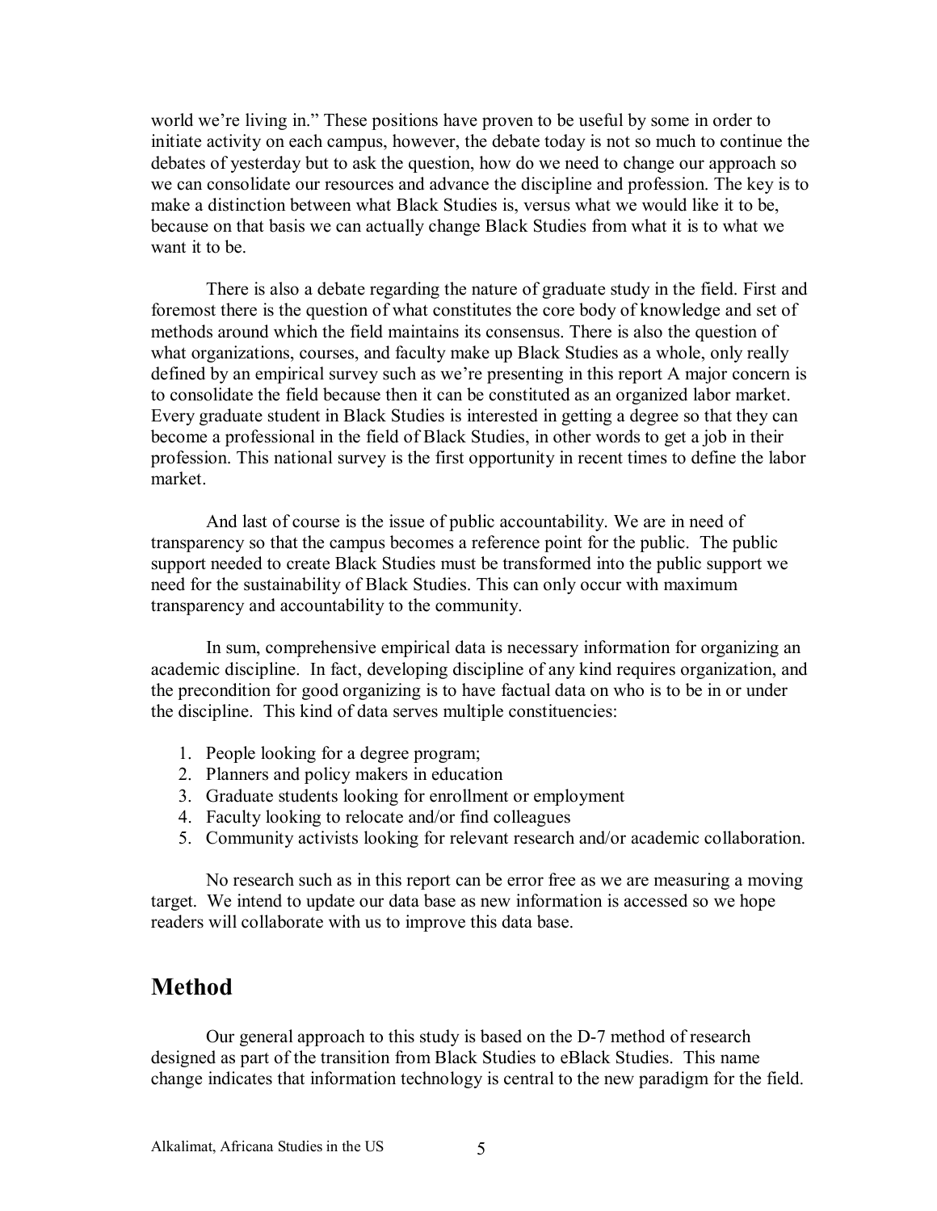world we're living in." These positions have proven to be useful by some in order to initiate activity on each campus, however, the debate today is not so much to continue the debates of yesterday but to ask the question, how do we need to change our approach so we can consolidate our resources and advance the discipline and profession. The key is to make a distinction between what Black Studies is, versus what we would like it to be, because on that basis we can actually change Black Studies from what it is to what we want it to be.

There is also a debate regarding the nature of graduate study in the field. First and foremost there is the question of what constitutes the core body of knowledge and set of methods around which the field maintains its consensus. There is also the question of what organizations, courses, and faculty make up Black Studies as a whole, only really defined by an empirical survey such as we're presenting in this report A major concern is to consolidate the field because then it can be constituted as an organized labor market. Every graduate student in Black Studies is interested in getting a degree so that they can become a professional in the field of Black Studies, in other words to get a job in their profession. This national survey is the first opportunity in recent times to define the labor market.

And last of course is the issue of public accountability. We are in need of transparency so that the campus becomes a reference point for the public. The public support needed to create Black Studies must be transformed into the public support we need for the sustainability of Black Studies. This can only occur with maximum transparency and accountability to the community.

In sum, comprehensive empirical data is necessary information for organizing an academic discipline. In fact, developing discipline of any kind requires organization, and the precondition for good organizing is to have factual data on who is to be in or under the discipline. This kind of data serves multiple constituencies:

1. People looking for a degree program;
2. Planners and policy makers in education
3. Graduate students looking for enrollment or employment
4. Faculty looking to relocate and/or find colleagues
5. Community activists looking for relevant research and/or academic collaboration.

No research such as in this report can be error free as we are measuring a moving target. We intend to update our data base as new information is accessed so we hope readers will collaborate with us to improve this data base.

## Method

Our general approach to this study is based on the D-7 method of research designed as part of the transition from Black Studies to eBlack Studies. This name change indicates that information technology is central to the new paradigm for the field.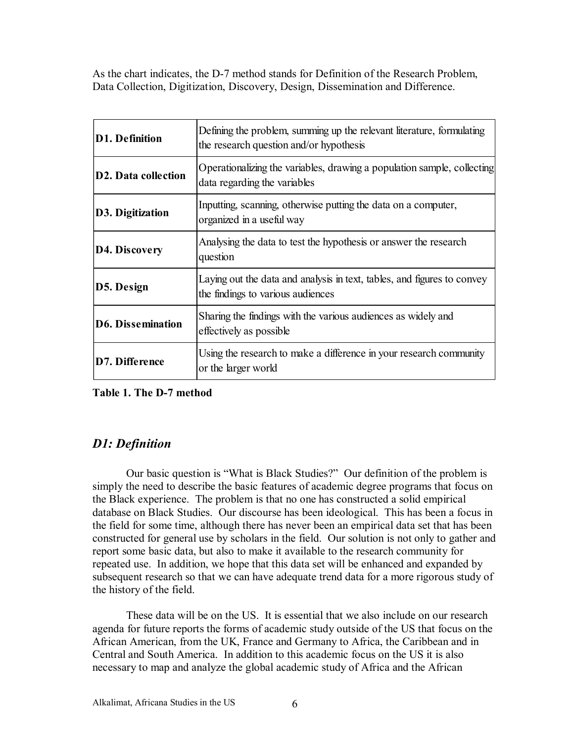As the chart indicates, the D-7 method stands for Definition of the Research Problem, Data Collection, Digitization, Discovery, Design, Dissemination and Difference.

| | |
|---|---|
| **D1. Definition** | Defining the problem, summing up the relevant literature, formulating the research question and/or hypothesis |
| **D2. Data collection** | Operationalizing the variables, drawing a population sample, collecting data regarding the variables |
| **D3. Digitization** | Inputting, scanning, otherwise putting the data on a computer, organized in a useful way |
| **D4. Discovery** | Analysing the data to test the hypothesis or answer the research question |
| **D5. Design** | Laying out the data and analysis in text, tables, and figures to convey the findings to various audiences |
| **D6. Dissemination** | Sharing the findings with the various audiences as widely and effectively as possible |
| **D7. Difference** | Using the research to make a difference in your research community or the larger world |

**Table 1. The D-7 method**

## *D1: Definition*

Our basic question is "What is Black Studies?" Our definition of the problem is simply the need to describe the basic features of academic degree programs that focus on the Black experience. The problem is that no one has constructed a solid empirical database on Black Studies. Our discourse has been ideological. This has been a focus in the field for some time, although there has never been an empirical data set that has been constructed for general use by scholars in the field. Our solution is not only to gather and report some basic data, but also to make it available to the research community for repeated use. In addition, we hope that this data set will be enhanced and expanded by subsequent research so that we can have adequate trend data for a more rigorous study of the history of the field.

These data will be on the US. It is essential that we also include on our research agenda for future reports the forms of academic study outside of the US that focus on the African American, from the UK, France and Germany to Africa, the Caribbean and in Central and South America. In addition to this academic focus on the US it is also necessary to map and analyze the global academic study of Africa and the African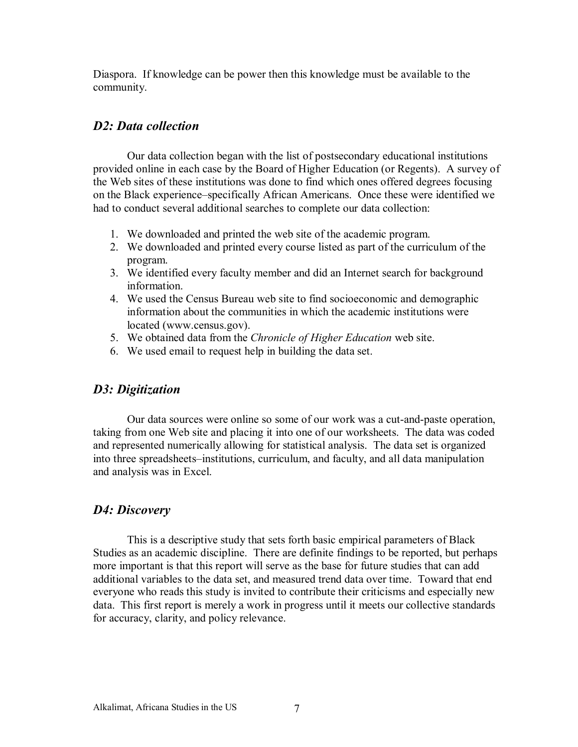Diaspora. If knowledge can be power then this knowledge must be available to the community.

### *D2: Data collection*

Our data collection began with the list of postsecondary educational institutions provided online in each case by the Board of Higher Education (or Regents). A survey of the Web sites of these institutions was done to find which ones offered degrees focusing on the Black experience–specifically African Americans. Once these were identified we had to conduct several additional searches to complete our data collection:

1. We downloaded and printed the web site of the academic program.
2. We downloaded and printed every course listed as part of the curriculum of the program.
3. We identified every faculty member and did an Internet search for background information.
4. We used the Census Bureau web site to find socioeconomic and demographic information about the communities in which the academic institutions were located (www.census.gov).
5. We obtained data from the *Chronicle of Higher Education* web site.
6. We used email to request help in building the data set.

### *D3: Digitization*

Our data sources were online so some of our work was a cut-and-paste operation, taking from one Web site and placing it into one of our worksheets. The data was coded and represented numerically allowing for statistical analysis. The data set is organized into three spreadsheets–institutions, curriculum, and faculty, and all data manipulation and analysis was in Excel.

### *D4: Discovery*

This is a descriptive study that sets forth basic empirical parameters of Black Studies as an academic discipline. There are definite findings to be reported, but perhaps more important is that this report will serve as the base for future studies that can add additional variables to the data set, and measured trend data over time. Toward that end everyone who reads this study is invited to contribute their criticisms and especially new data. This first report is merely a work in progress until it meets our collective standards for accuracy, clarity, and policy relevance.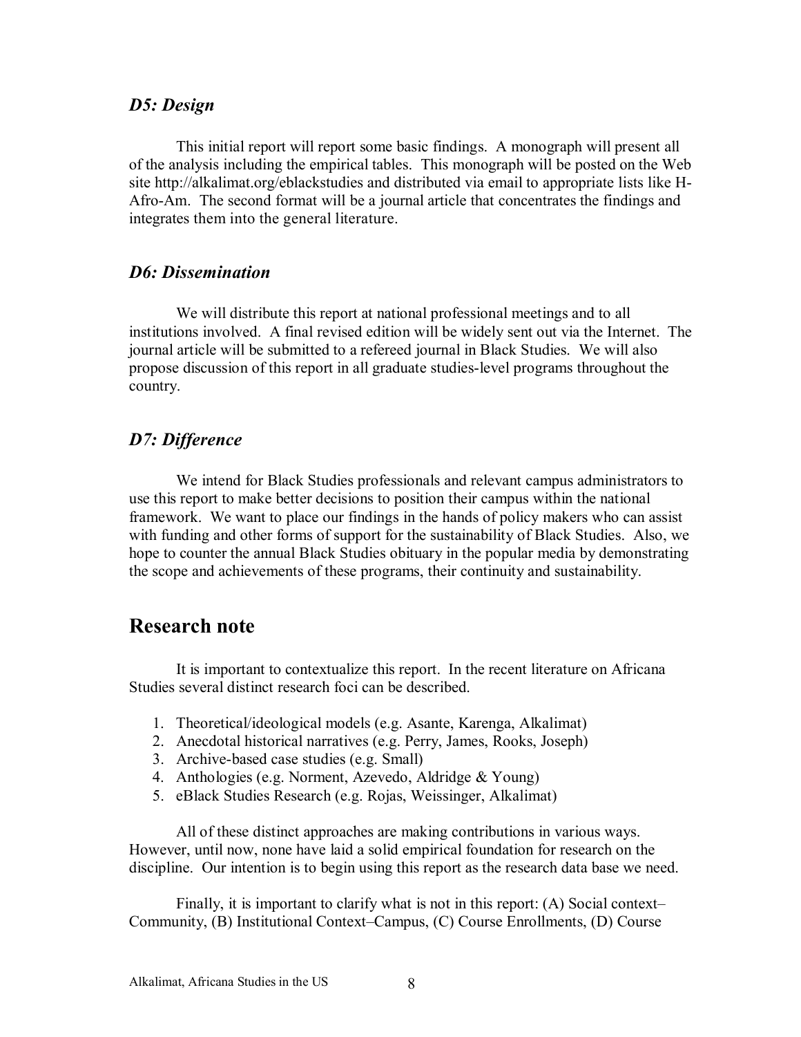### *D5: Design*

This initial report will report some basic findings. A monograph will present all of the analysis including the empirical tables. This monograph will be posted on the Web site http://alkalimat.org/eblackstudies and distributed via email to appropriate lists like H-Afro-Am. The second format will be a journal article that concentrates the findings and integrates them into the general literature.

### *D6: Dissemination*

We will distribute this report at national professional meetings and to all institutions involved. A final revised edition will be widely sent out via the Internet. The journal article will be submitted to a refereed journal in Black Studies. We will also propose discussion of this report in all graduate studies-level programs throughout the country.

### *D7: Difference*

We intend for Black Studies professionals and relevant campus administrators to use this report to make better decisions to position their campus within the national framework. We want to place our findings in the hands of policy makers who can assist with funding and other forms of support for the sustainability of Black Studies. Also, we hope to counter the annual Black Studies obituary in the popular media by demonstrating the scope and achievements of these programs, their continuity and sustainability.

## Research note

It is important to contextualize this report. In the recent literature on Africana Studies several distinct research foci can be described.

1. Theoretical/ideological models (e.g. Asante, Karenga, Alkalimat)
2. Anecdotal historical narratives (e.g. Perry, James, Rooks, Joseph)
3. Archive-based case studies (e.g. Small)
4. Anthologies (e.g. Norment, Azevedo, Aldridge & Young)
5. eBlack Studies Research (e.g. Rojas, Weissinger, Alkalimat)

All of these distinct approaches are making contributions in various ways. However, until now, none have laid a solid empirical foundation for research on the discipline. Our intention is to begin using this report as the research data base we need.

Finally, it is important to clarify what is not in this report: (A) Social context–Community, (B) Institutional Context–Campus, (C) Course Enrollments, (D) Course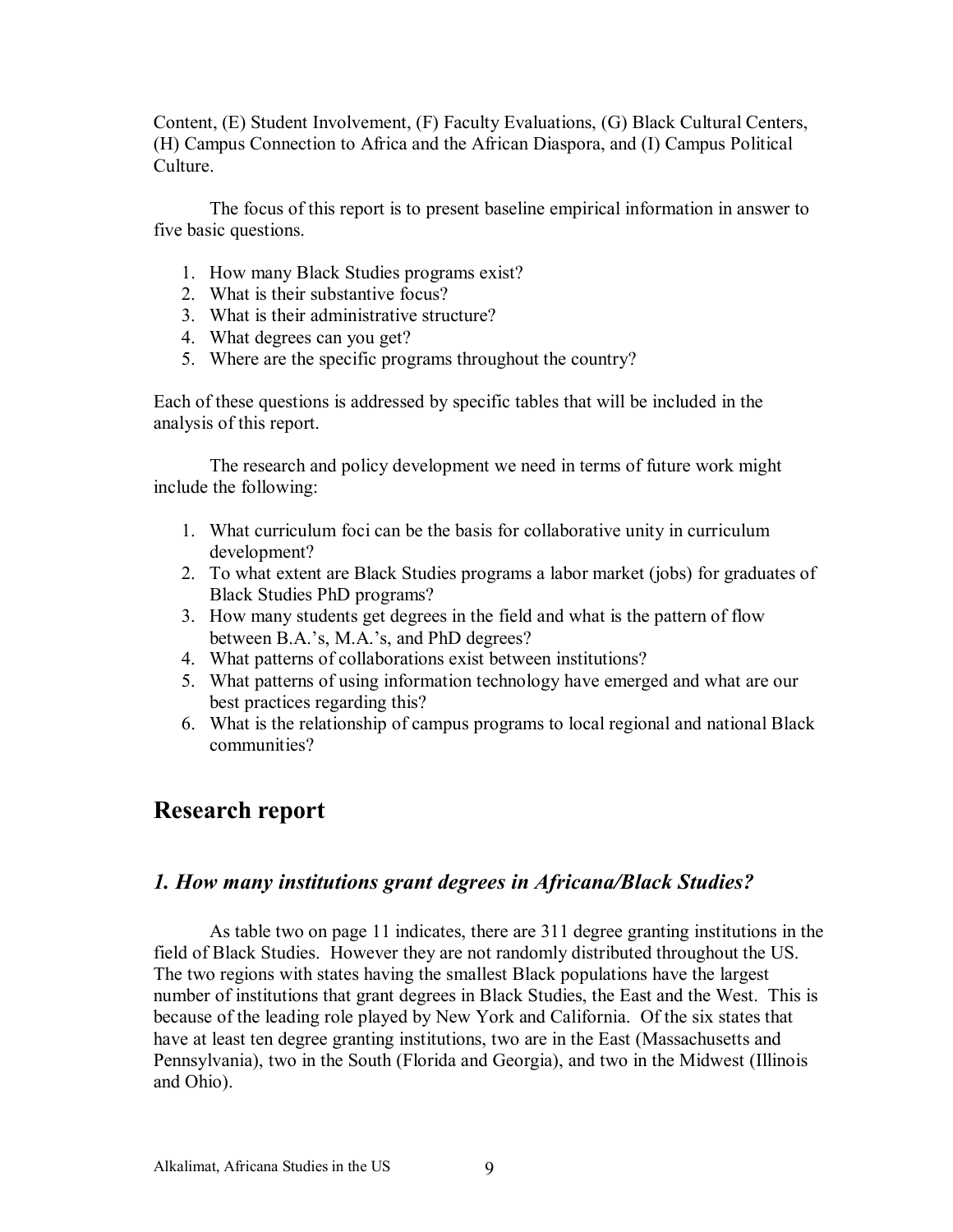Content, (E) Student Involvement, (F) Faculty Evaluations, (G) Black Cultural Centers, (H) Campus Connection to Africa and the African Diaspora, and (I) Campus Political Culture.

The focus of this report is to present baseline empirical information in answer to five basic questions.

1. How many Black Studies programs exist?
2. What is their substantive focus?
3. What is their administrative structure?
4. What degrees can you get?
5. Where are the specific programs throughout the country?

Each of these questions is addressed by specific tables that will be included in the analysis of this report.

The research and policy development we need in terms of future work might include the following:

1. What curriculum foci can be the basis for collaborative unity in curriculum development?
2. To what extent are Black Studies programs a labor market (jobs) for graduates of Black Studies PhD programs?
3. How many students get degrees in the field and what is the pattern of flow between B.A.'s, M.A.'s, and PhD degrees?
4. What patterns of collaborations exist between institutions?
5. What patterns of using information technology have emerged and what are our best practices regarding this?
6. What is the relationship of campus programs to local regional and national Black communities?

## Research report

### *1. How many institutions grant degrees in Africana/Black Studies?*

As table two on page 11 indicates, there are 311 degree granting institutions in the field of Black Studies. However they are not randomly distributed throughout the US. The two regions with states having the smallest Black populations have the largest number of institutions that grant degrees in Black Studies, the East and the West. This is because of the leading role played by New York and California. Of the six states that have at least ten degree granting institutions, two are in the East (Massachusetts and Pennsylvania), two in the South (Florida and Georgia), and two in the Midwest (Illinois and Ohio).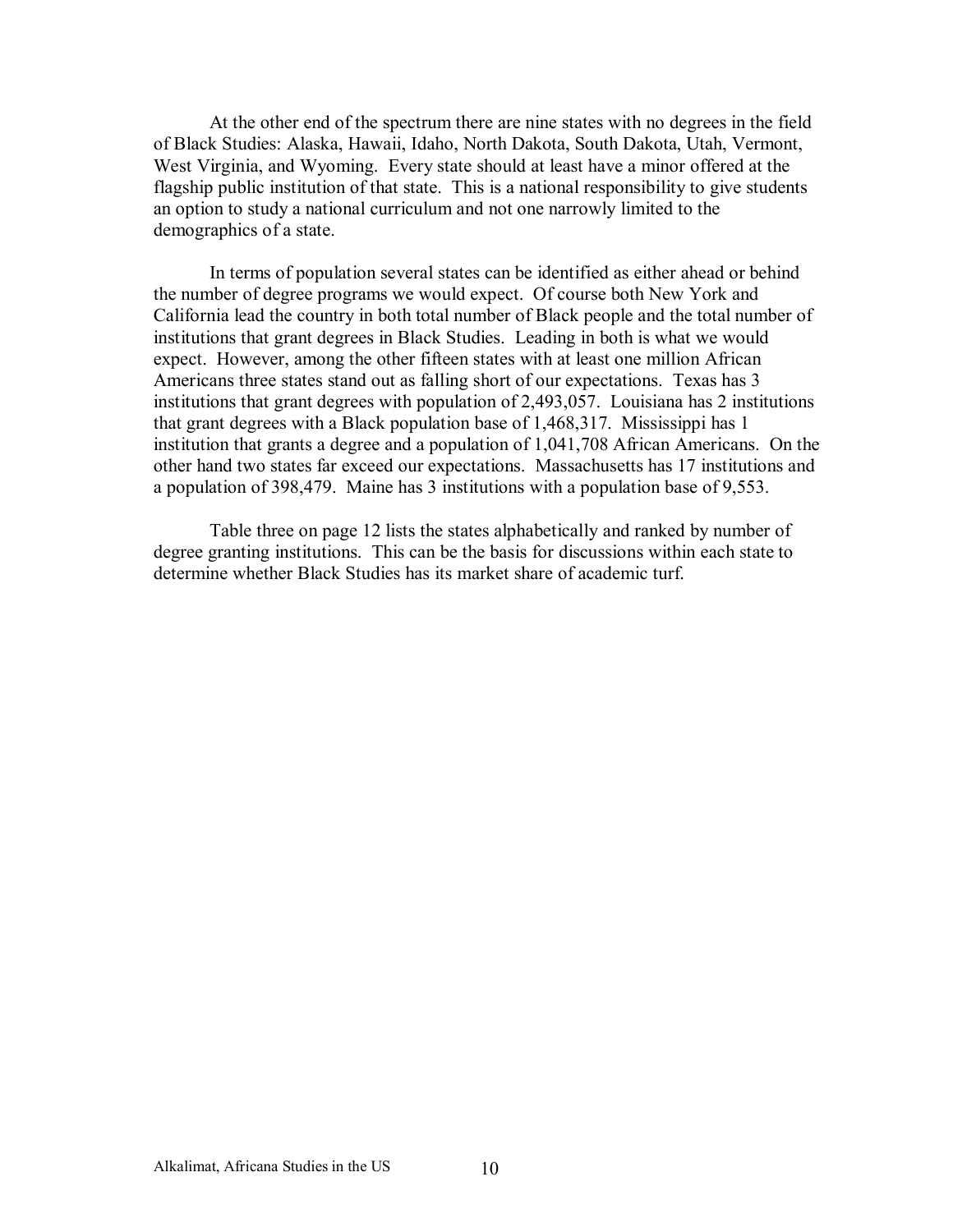At the other end of the spectrum there are nine states with no degrees in the field of Black Studies: Alaska, Hawaii, Idaho, North Dakota, South Dakota, Utah, Vermont, West Virginia, and Wyoming. Every state should at least have a minor offered at the flagship public institution of that state. This is a national responsibility to give students an option to study a national curriculum and not one narrowly limited to the demographics of a state.

In terms of population several states can be identified as either ahead or behind the number of degree programs we would expect. Of course both New York and California lead the country in both total number of Black people and the total number of institutions that grant degrees in Black Studies. Leading in both is what we would expect. However, among the other fifteen states with at least one million African Americans three states stand out as falling short of our expectations. Texas has 3 institutions that grant degrees with population of 2,493,057. Louisiana has 2 institutions that grant degrees with a Black population base of 1,468,317. Mississippi has 1 institution that grants a degree and a population of 1,041,708 African Americans. On the other hand two states far exceed our expectations. Massachusetts has 17 institutions and a population of 398,479. Maine has 3 institutions with a population base of 9,553.

Table three on page 12 lists the states alphabetically and ranked by number of degree granting institutions. This can be the basis for discussions within each state to determine whether Black Studies has its market share of academic turf.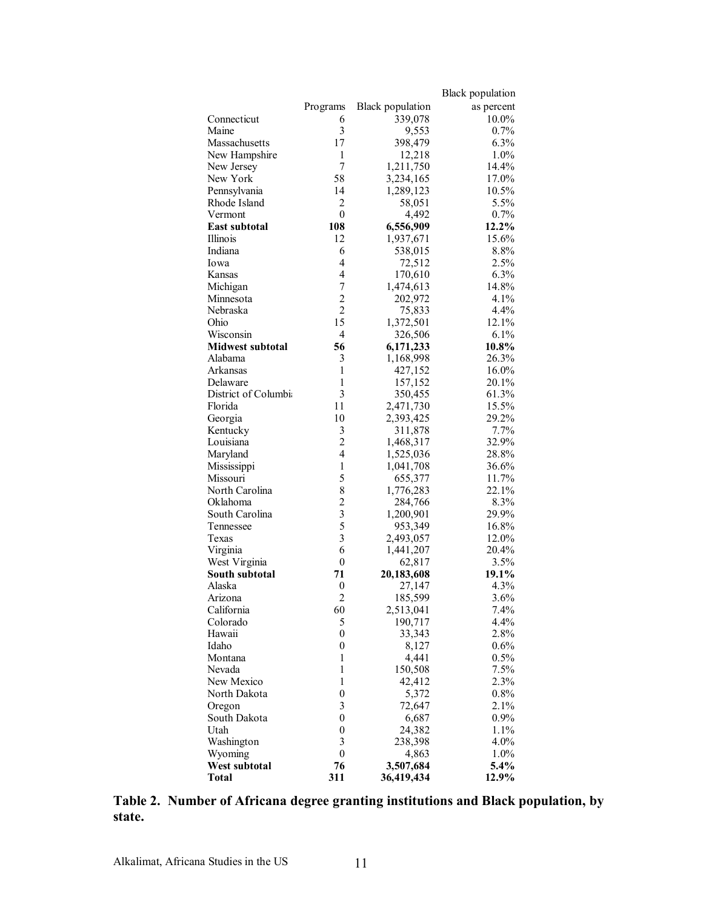| | Programs | Black population | Black population as percent |
|---|---|---|---|
| Connecticut | 6 | 339,078 | 10.0% |
| Maine | 3 | 9,553 | 0.7% |
| Massachusetts | 17 | 398,479 | 6.3% |
| New Hampshire | 1 | 12,218 | 1.0% |
| New Jersey | 7 | 1,211,750 | 14.4% |
| New York | 58 | 3,234,165 | 17.0% |
| Pennsylvania | 14 | 1,289,123 | 10.5% |
| Rhode Island | 2 | 58,051 | 5.5% |
| Vermont | 0 | 4,492 | 0.7% |
| **East subtotal** | **108** | **6,556,909** | **12.2%** |
| Illinois | 12 | 1,937,671 | 15.6% |
| Indiana | 6 | 538,015 | 8.8% |
| Iowa | 4 | 72,512 | 2.5% |
| Kansas | 4 | 170,610 | 6.3% |
| Michigan | 7 | 1,474,613 | 14.8% |
| Minnesota | 2 | 202,972 | 4.1% |
| Nebraska | 2 | 75,833 | 4.4% |
| Ohio | 15 | 1,372,501 | 12.1% |
| Wisconsin | 4 | 326,506 | 6.1% |
| **Midwest subtotal** | **56** | **6,171,233** | **10.8%** |
| Alabama | 3 | 1,168,998 | 26.3% |
| Arkansas | 1 | 427,152 | 16.0% |
| Delaware | 1 | 157,152 | 20.1% |
| District of Columbi | 3 | 350,455 | 61.3% |
| Florida | 11 | 2,471,730 | 15.5% |
| Georgia | 10 | 2,393,425 | 29.2% |
| Kentucky | 3 | 311,878 | 7.7% |
| Louisiana | 2 | 1,468,317 | 32.9% |
| Maryland | 4 | 1,525,036 | 28.8% |
| Mississippi | 1 | 1,041,708 | 36.6% |
| Missouri | 5 | 655,377 | 11.7% |
| North Carolina | 8 | 1,776,283 | 22.1% |
| Oklahoma | 2 | 284,766 | 8.3% |
| South Carolina | 3 | 1,200,901 | 29.9% |
| Tennessee | 5 | 953,349 | 16.8% |
| Texas | 3 | 2,493,057 | 12.0% |
| Virginia | 6 | 1,441,207 | 20.4% |
| West Virginia | 0 | 62,817 | 3.5% |
| **South subtotal** | **71** | **20,183,608** | **19.1%** |
| Alaska | 0 | 27,147 | 4.3% |
| Arizona | 2 | 185,599 | 3.6% |
| California | 60 | 2,513,041 | 7.4% |
| Colorado | 5 | 190,717 | 4.4% |
| Hawaii | 0 | 33,343 | 2.8% |
| Idaho | 0 | 8,127 | 0.6% |
| Montana | 1 | 4,441 | 0.5% |
| Nevada | 1 | 150,508 | 7.5% |
| New Mexico | 1 | 42,412 | 2.3% |
| North Dakota | 0 | 5,372 | 0.8% |
| Oregon | 3 | 72,647 | 2.1% |
| South Dakota | 0 | 6,687 | 0.9% |
| Utah | 0 | 24,382 | 1.1% |
| Washington | 3 | 238,398 | 4.0% |
| Wyoming | 0 | 4,863 | 1.0% |
| **West subtotal** | **76** | **3,507,684** | **5.4%** |
| **Total** | **311** | **36,419,434** | **12.9%** |

**Table 2. Number of Africana degree granting institutions and Black population, by state.**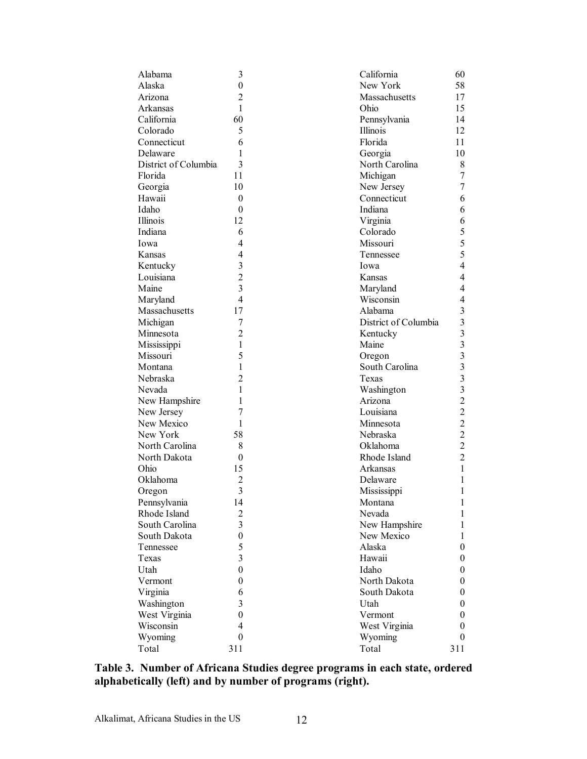| State | Programs | | State | Programs |
|---|---|---|---|---|
| Alabama | 3 | | California | 60 |
| Alaska | 0 | | New York | 58 |
| Arizona | 2 | | Massachusetts | 17 |
| Arkansas | 1 | | Ohio | 15 |
| California | 60 | | Pennsylvania | 14 |
| Colorado | 5 | | Illinois | 12 |
| Connecticut | 6 | | Florida | 11 |
| Delaware | 1 | | Georgia | 10 |
| District of Columbia | 3 | | North Carolina | 8 |
| Florida | 11 | | Michigan | 7 |
| Georgia | 10 | | New Jersey | 7 |
| Hawaii | 0 | | Connecticut | 6 |
| Idaho | 0 | | Indiana | 6 |
| Illinois | 12 | | Virginia | 6 |
| Indiana | 6 | | Colorado | 5 |
| Iowa | 4 | | Missouri | 5 |
| Kansas | 4 | | Tennessee | 5 |
| Kentucky | 3 | | Iowa | 4 |
| Louisiana | 2 | | Kansas | 4 |
| Maine | 3 | | Maryland | 4 |
| Maryland | 4 | | Wisconsin | 4 |
| Massachusetts | 17 | | Alabama | 3 |
| Michigan | 7 | | District of Columbia | 3 |
| Minnesota | 2 | | Kentucky | 3 |
| Mississippi | 1 | | Maine | 3 |
| Missouri | 5 | | Oregon | 3 |
| Montana | 1 | | South Carolina | 3 |
| Nebraska | 2 | | Texas | 3 |
| Nevada | 1 | | Washington | 3 |
| New Hampshire | 1 | | Arizona | 2 |
| New Jersey | 7 | | Louisiana | 2 |
| New Mexico | 1 | | Minnesota | 2 |
| New York | 58 | | Nebraska | 2 |
| North Carolina | 8 | | Oklahoma | 2 |
| North Dakota | 0 | | Rhode Island | 2 |
| Ohio | 15 | | Arkansas | 1 |
| Oklahoma | 2 | | Delaware | 1 |
| Oregon | 3 | | Mississippi | 1 |
| Pennsylvania | 14 | | Montana | 1 |
| Rhode Island | 2 | | Nevada | 1 |
| South Carolina | 3 | | New Hampshire | 1 |
| South Dakota | 0 | | New Mexico | 1 |
| Tennessee | 5 | | Alaska | 0 |
| Texas | 3 | | Hawaii | 0 |
| Utah | 0 | | Idaho | 0 |
| Vermont | 0 | | North Dakota | 0 |
| Virginia | 6 | | South Dakota | 0 |
| Washington | 3 | | Utah | 0 |
| West Virginia | 0 | | Vermont | 0 |
| Wisconsin | 4 | | West Virginia | 0 |
| Wyoming | 0 | | Wyoming | 0 |
| Total | 311 | | Total | 311 |

**Table 3. Number of Africana Studies degree programs in each state, ordered alphabetically (left) and by number of programs (right).**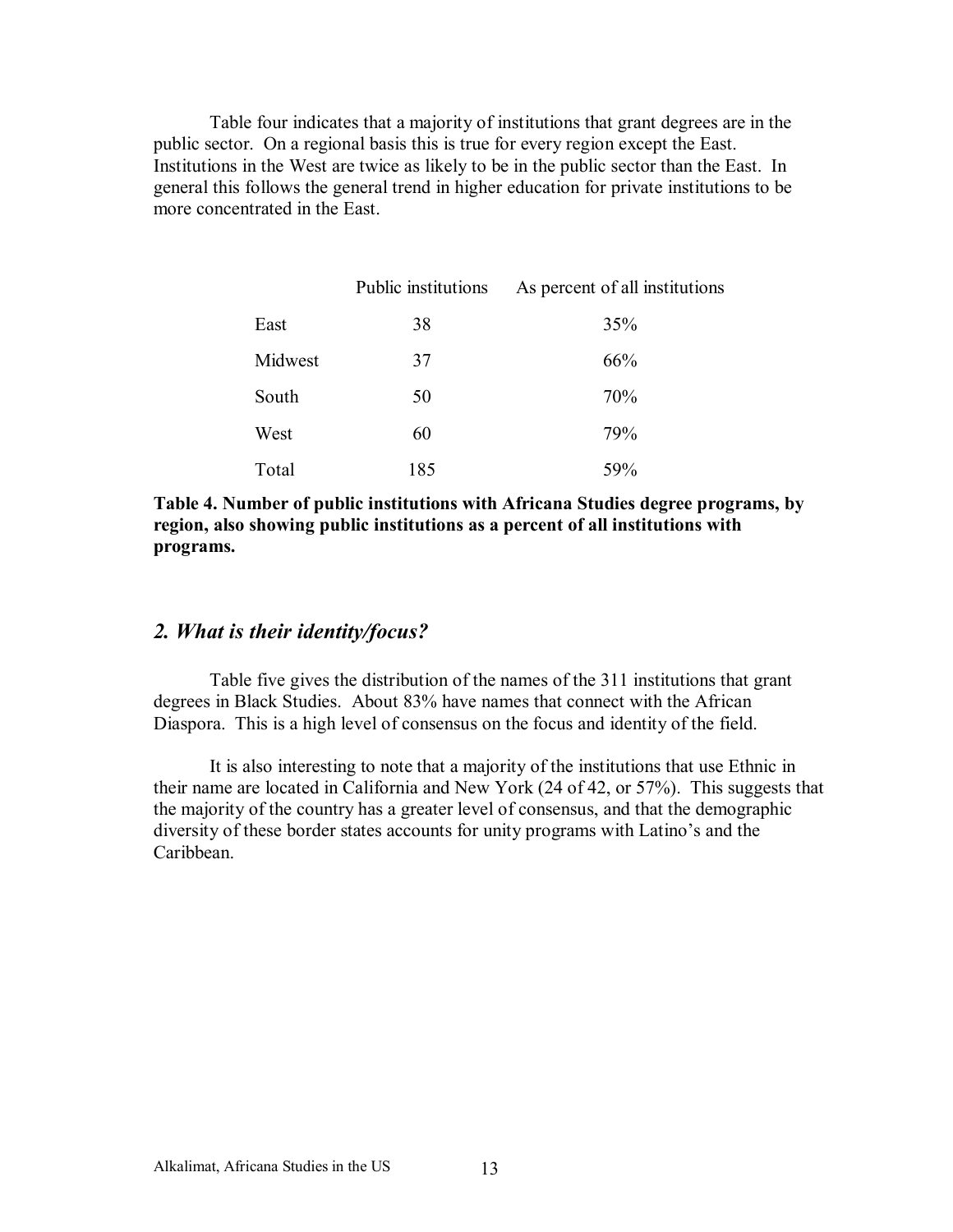Table four indicates that a majority of institutions that grant degrees are in the public sector. On a regional basis this is true for every region except the East. Institutions in the West are twice as likely to be in the public sector than the East. In general this follows the general trend in higher education for private institutions to be more concentrated in the East.

| | Public institutions | As percent of all institutions |
|---|---|---|
| East | 38 | 35% |
| Midwest | 37 | 66% |
| South | 50 | 70% |
| West | 60 | 79% |
| Total | 185 | 59% |

**Table 4. Number of public institutions with Africana Studies degree programs, by region, also showing public institutions as a percent of all institutions with programs.**

## *2. What is their identity/focus?*

Table five gives the distribution of the names of the 311 institutions that grant degrees in Black Studies. About 83% have names that connect with the African Diaspora. This is a high level of consensus on the focus and identity of the field.

It is also interesting to note that a majority of the institutions that use Ethnic in their name are located in California and New York (24 of 42, or 57%). This suggests that the majority of the country has a greater level of consensus, and that the demographic diversity of these border states accounts for unity programs with Latino's and the Caribbean.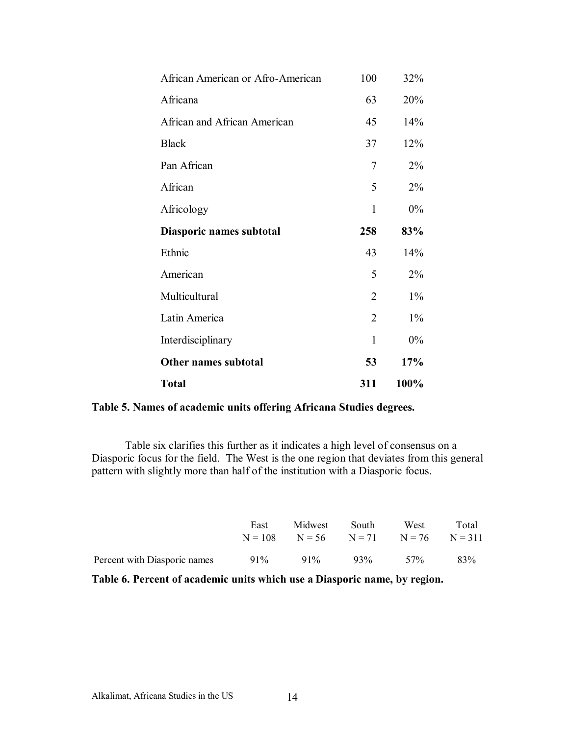| | | |
|---|---|---|
| African American or Afro-American | 100 | 32% |
| Africana | 63 | 20% |
| African and African American | 45 | 14% |
| Black | 37 | 12% |
| Pan African | 7 | 2% |
| African | 5 | 2% |
| Africology | 1 | 0% |
| **Diasporic names subtotal** | **258** | **83%** |
| Ethnic | 43 | 14% |
| American | 5 | 2% |
| Multicultural | 2 | 1% |
| Latin America | 2 | 1% |
| Interdisciplinary | 1 | 0% |
| **Other names subtotal** | **53** | **17%** |
| **Total** | **311** | **100%** |

**Table 5. Names of academic units offering Africana Studies degrees.**

Table six clarifies this further as it indicates a high level of consensus on a Diasporic focus for the field. The West is the one region that deviates from this general pattern with slightly more than half of the institution with a Diasporic focus.

| | East N = 108 | Midwest N = 56 | South N = 71 | West N = 76 | Total N = 311 |
|---|---|---|---|---|---|
| Percent with Diasporic names | 91% | 91% | 93% | 57% | 83% |

**Table 6. Percent of academic units which use a Diasporic name, by region.**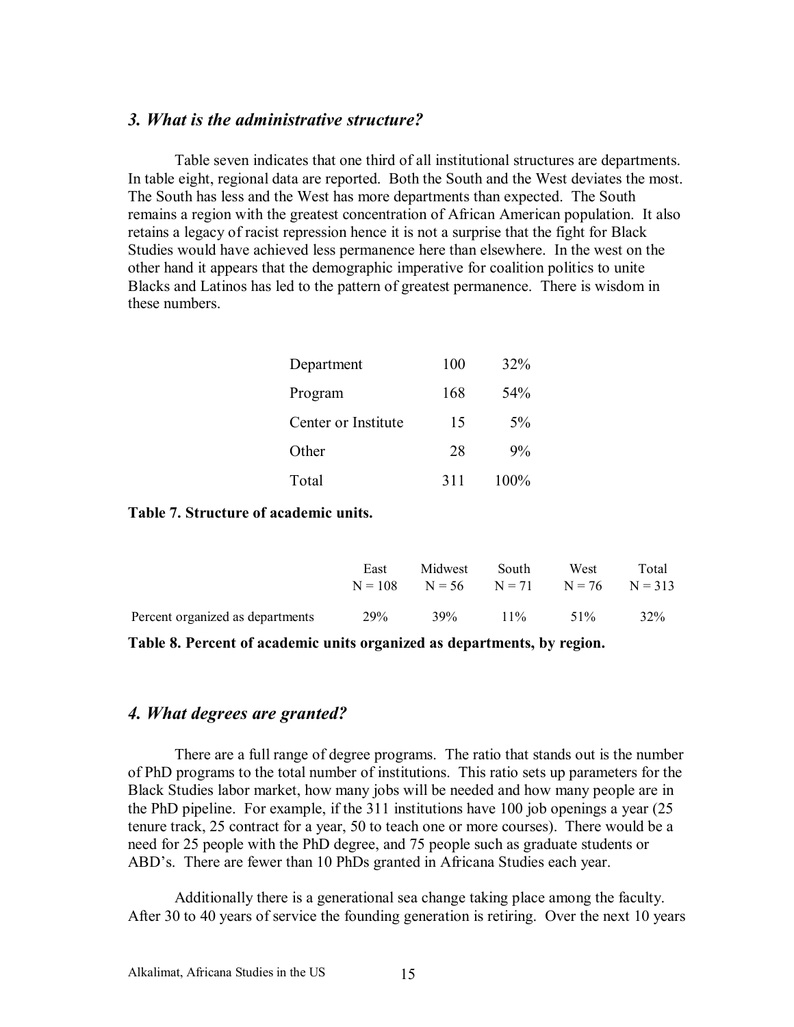### *3. What is the administrative structure?*

Table seven indicates that one third of all institutional structures are departments. In table eight, regional data are reported. Both the South and the West deviates the most. The South has less and the West has more departments than expected. The South remains a region with the greatest concentration of African American population. It also retains a legacy of racist repression hence it is not a surprise that the fight for Black Studies would have achieved less permanence here than elsewhere. In the west on the other hand it appears that the demographic imperative for coalition politics to unite Blacks and Latinos has led to the pattern of greatest permanence. There is wisdom in these numbers.

| | | |
|---|---|---|
| Department | 100 | 32% |
| Program | 168 | 54% |
| Center or Institute | 15 | 5% |
| Other | 28 | 9% |
| Total | 311 | 100% |

**Table 7. Structure of academic units.**

| | East N = 108 | Midwest N = 56 | South N = 71 | West N = 76 | Total N = 313 |
|---|---|---|---|---|---|
| Percent organized as departments | 29% | 39% | 11% | 51% | 32% |

**Table 8. Percent of academic units organized as departments, by region.**

### *4. What degrees are granted?*

There are a full range of degree programs. The ratio that stands out is the number of PhD programs to the total number of institutions. This ratio sets up parameters for the Black Studies labor market, how many jobs will be needed and how many people are in the PhD pipeline. For example, if the 311 institutions have 100 job openings a year (25 tenure track, 25 contract for a year, 50 to teach one or more courses). There would be a need for 25 people with the PhD degree, and 75 people such as graduate students or ABD's. There are fewer than 10 PhDs granted in Africana Studies each year.

Additionally there is a generational sea change taking place among the faculty. After 30 to 40 years of service the founding generation is retiring. Over the next 10 years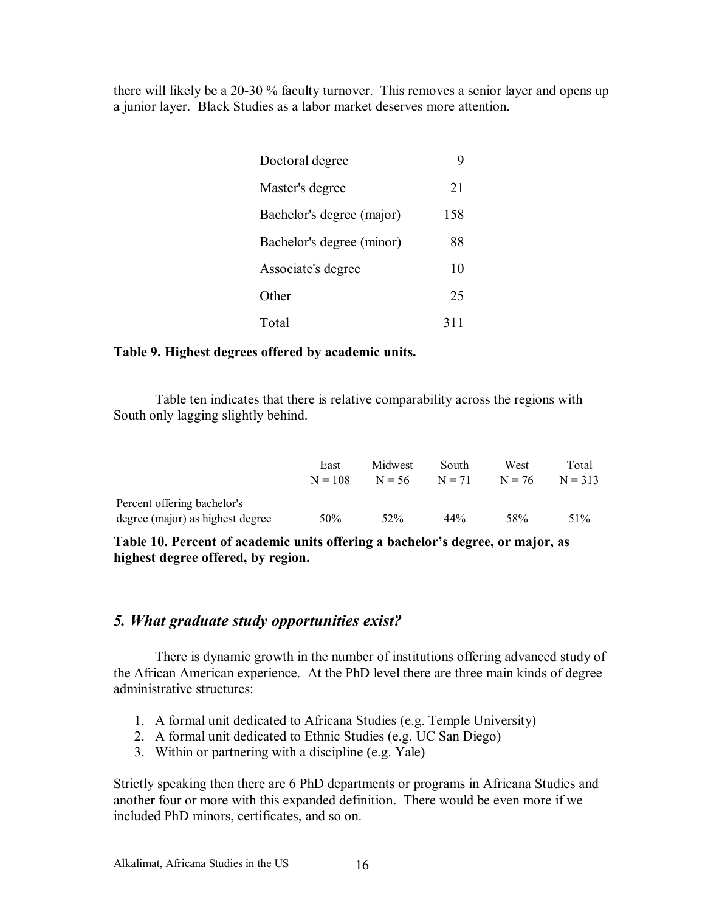there will likely be a 20-30 % faculty turnover. This removes a senior layer and opens up a junior layer. Black Studies as a labor market deserves more attention.

| | |
|---|---|
| Doctoral degree | 9 |
| Master's degree | 21 |
| Bachelor's degree (major) | 158 |
| Bachelor's degree (minor) | 88 |
| Associate's degree | 10 |
| Other | 25 |
| Total | 311 |

**Table 9. Highest degrees offered by academic units.**

Table ten indicates that there is relative comparability across the regions with South only lagging slightly behind.

| | East N = 108 | Midwest N = 56 | South N = 71 | West N = 76 | Total N = 313 |
|---|---|---|---|---|---|
| Percent offering bachelor's degree (major) as highest degree | 50% | 52% | 44% | 58% | 51% |

**Table 10. Percent of academic units offering a bachelor's degree, or major, as highest degree offered, by region.**

## *5. What graduate study opportunities exist?*

There is dynamic growth in the number of institutions offering advanced study of the African American experience. At the PhD level there are three main kinds of degree administrative structures:

1. A formal unit dedicated to Africana Studies (e.g. Temple University)
2. A formal unit dedicated to Ethnic Studies (e.g. UC San Diego)
3. Within or partnering with a discipline (e.g. Yale)

Strictly speaking then there are 6 PhD departments or programs in Africana Studies and another four or more with this expanded definition. There would be even more if we included PhD minors, certificates, and so on.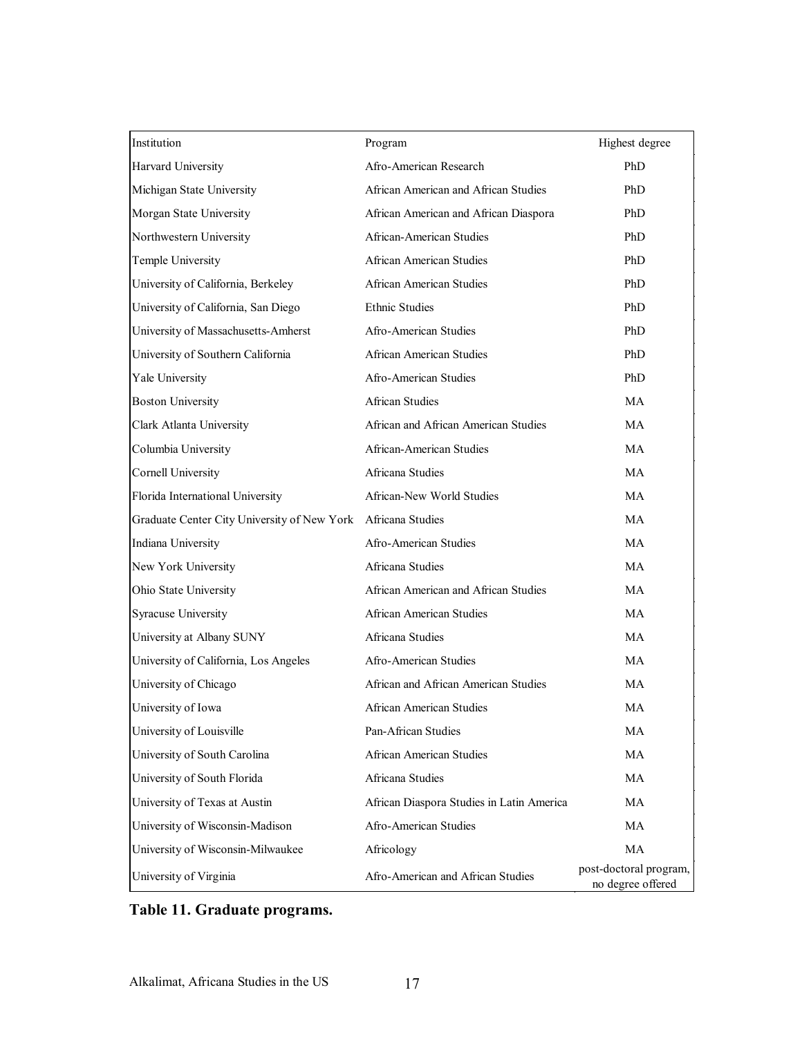| Institution | Program | Highest degree |
|---|---|---|
| Harvard University | Afro-American Research | PhD |
| Michigan State University | African American and African Studies | PhD |
| Morgan State University | African American and African Diaspora | PhD |
| Northwestern University | African-American Studies | PhD |
| Temple University | African American Studies | PhD |
| University of California, Berkeley | African American Studies | PhD |
| University of California, San Diego | Ethnic Studies | PhD |
| University of Massachusetts-Amherst | Afro-American Studies | PhD |
| University of Southern California | African American Studies | PhD |
| Yale University | Afro-American Studies | PhD |
| Boston University | African Studies | MA |
| Clark Atlanta University | African and African American Studies | MA |
| Columbia University | African-American Studies | MA |
| Cornell University | Africana Studies | MA |
| Florida International University | African-New World Studies | MA |
| Graduate Center City University of New York | Africana Studies | MA |
| Indiana University | Afro-American Studies | MA |
| New York University | Africana Studies | MA |
| Ohio State University | African American and African Studies | MA |
| Syracuse University | African American Studies | MA |
| University at Albany SUNY | Africana Studies | MA |
| University of California, Los Angeles | Afro-American Studies | MA |
| University of Chicago | African and African American Studies | MA |
| University of Iowa | African American Studies | MA |
| University of Louisville | Pan-African Studies | MA |
| University of South Carolina | African American Studies | MA |
| University of South Florida | Africana Studies | MA |
| University of Texas at Austin | African Diaspora Studies in Latin America | MA |
| University of Wisconsin-Madison | Afro-American Studies | MA |
| University of Wisconsin-Milwaukee | Africology | MA |
| University of Virginia | Afro-American and African Studies | post-doctoral program, no degree offered |

**Table 11. Graduate programs.**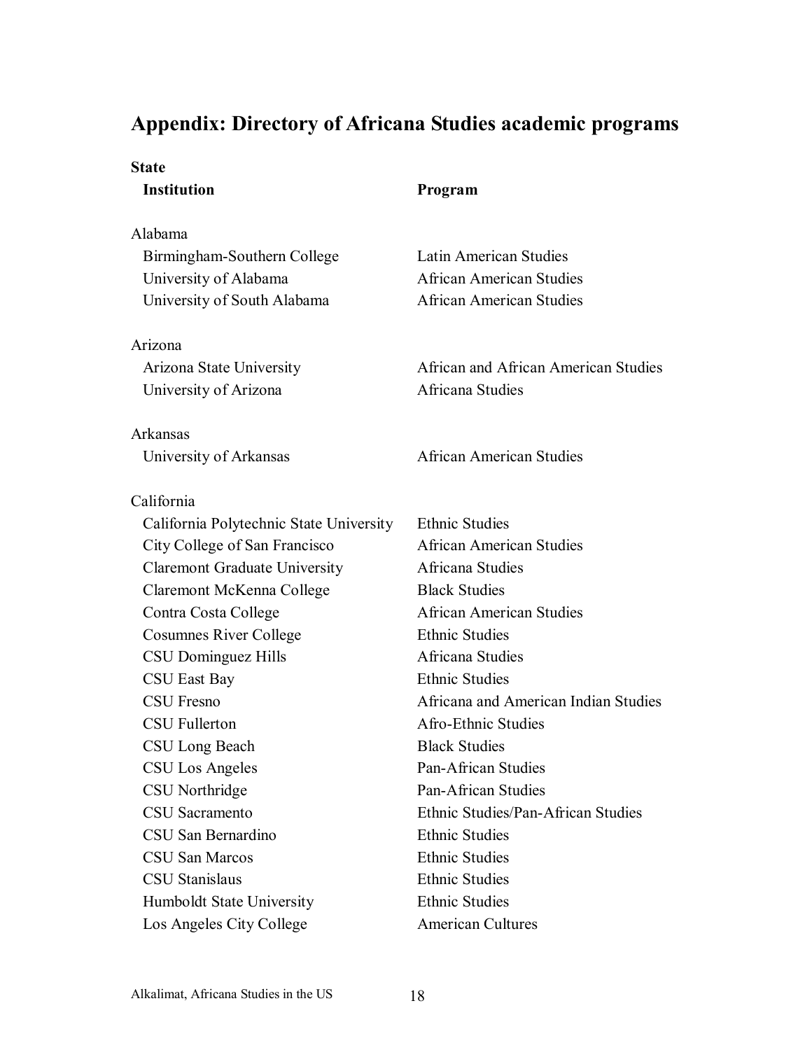## Appendix: Directory of Africana Studies academic programs

| State / Institution | Program |
|---|---|
| **Alabama** | |
| Birmingham-Southern College | Latin American Studies |
| University of Alabama | African American Studies |
| University of South Alabama | African American Studies |
| **Arizona** | |
| Arizona State University | African and African American Studies |
| University of Arizona | Africana Studies |
| **Arkansas** | |
| University of Arkansas | African American Studies |
| **California** | |
| California Polytechnic State University | Ethnic Studies |
| City College of San Francisco | African American Studies |
| Claremont Graduate University | Africana Studies |
| Claremont McKenna College | Black Studies |
| Contra Costa College | African American Studies |
| Cosumnes River College | Ethnic Studies |
| CSU Dominguez Hills | Africana Studies |
| CSU East Bay | Ethnic Studies |
| CSU Fresno | Africana and American Indian Studies |
| CSU Fullerton | Afro-Ethnic Studies |
| CSU Long Beach | Black Studies |
| CSU Los Angeles | Pan-African Studies |
| CSU Northridge | Pan-African Studies |
| CSU Sacramento | Ethnic Studies/Pan-African Studies |
| CSU San Bernardino | Ethnic Studies |
| CSU San Marcos | Ethnic Studies |
| CSU Stanislaus | Ethnic Studies |
| Humboldt State University | Ethnic Studies |
| Los Angeles City College | American Cultures |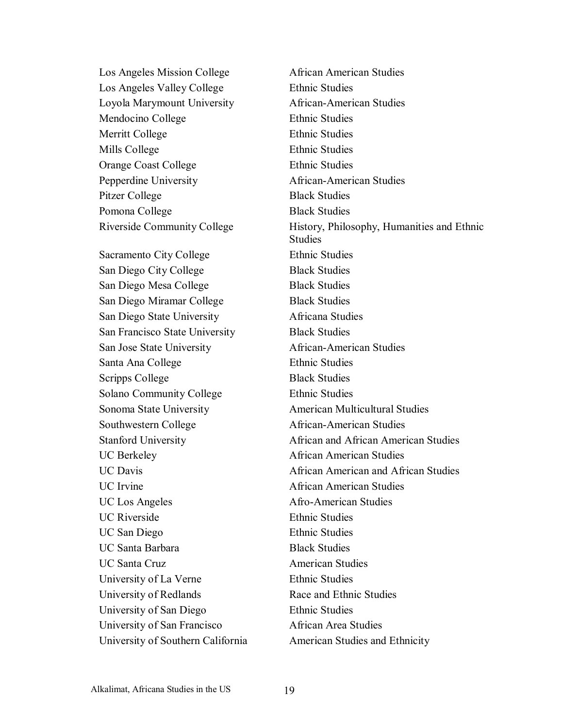| | |
|---|---|
| Los Angeles Mission College | African American Studies |
| Los Angeles Valley College | Ethnic Studies |
| Loyola Marymount University | African-American Studies |
| Mendocino College | Ethnic Studies |
| Merritt College | Ethnic Studies |
| Mills College | Ethnic Studies |
| Orange Coast College | Ethnic Studies |
| Pepperdine University | African-American Studies |
| Pitzer College | Black Studies |
| Pomona College | Black Studies |
| Riverside Community College | History, Philosophy, Humanities and Ethnic Studies |
| Sacramento City College | Ethnic Studies |
| San Diego City College | Black Studies |
| San Diego Mesa College | Black Studies |
| San Diego Miramar College | Black Studies |
| San Diego State University | Africana Studies |
| San Francisco State University | Black Studies |
| San Jose State University | African-American Studies |
| Santa Ana College | Ethnic Studies |
| Scripps College | Black Studies |
| Solano Community College | Ethnic Studies |
| Sonoma State University | American Multicultural Studies |
| Southwestern College | African-American Studies |
| Stanford University | African and African American Studies |
| UC Berkeley | African American Studies |
| UC Davis | African American and African Studies |
| UC Irvine | African American Studies |
| UC Los Angeles | Afro-American Studies |
| UC Riverside | Ethnic Studies |
| UC San Diego | Ethnic Studies |
| UC Santa Barbara | Black Studies |
| UC Santa Cruz | American Studies |
| University of La Verne | Ethnic Studies |
| University of Redlands | Race and Ethnic Studies |
| University of San Diego | Ethnic Studies |
| University of San Francisco | African Area Studies |
| University of Southern California | American Studies and Ethnicity |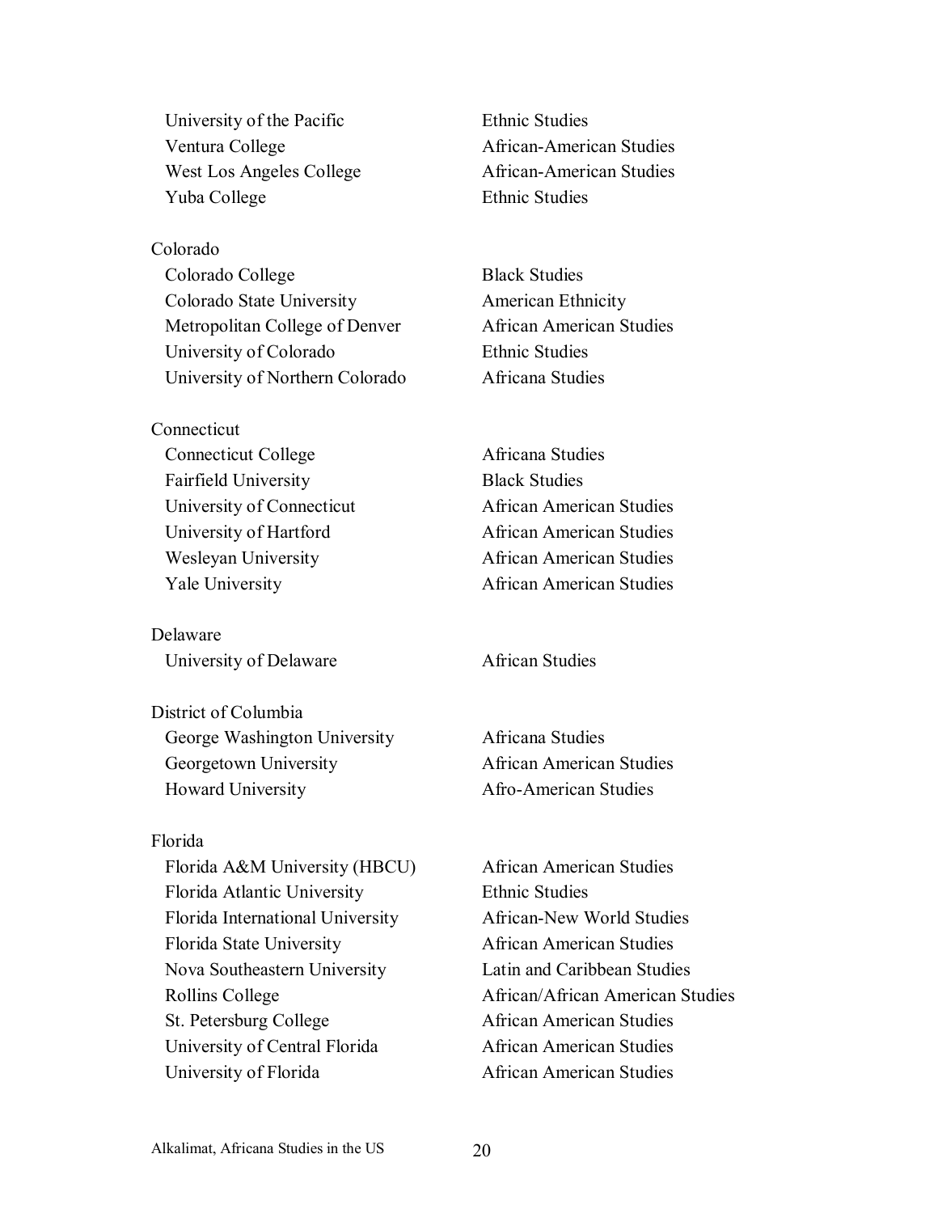| | |
|---|---|
| University of the Pacific | Ethnic Studies |
| Ventura College | African-American Studies |
| West Los Angeles College | African-American Studies |
| Yuba College | Ethnic Studies |
| | |
| **Colorado** | |
| Colorado College | Black Studies |
| Colorado State University | American Ethnicity |
| Metropolitan College of Denver | African American Studies |
| University of Colorado | Ethnic Studies |
| University of Northern Colorado | Africana Studies |
| | |
| **Connecticut** | |
| Connecticut College | Africana Studies |
| Fairfield University | Black Studies |
| University of Connecticut | African American Studies |
| University of Hartford | African American Studies |
| Wesleyan University | African American Studies |
| Yale University | African American Studies |
| | |
| **Delaware** | |
| University of Delaware | African Studies |
| | |
| **District of Columbia** | |
| George Washington University | Africana Studies |
| Georgetown University | African American Studies |
| Howard University | Afro-American Studies |
| | |
| **Florida** | |
| Florida A&M University (HBCU) | African American Studies |
| Florida Atlantic University | Ethnic Studies |
| Florida International University | African-New World Studies |
| Florida State University | African American Studies |
| Nova Southeastern University | Latin and Caribbean Studies |
| Rollins College | African/African American Studies |
| St. Petersburg College | African American Studies |
| University of Central Florida | African American Studies |
| University of Florida | African American Studies |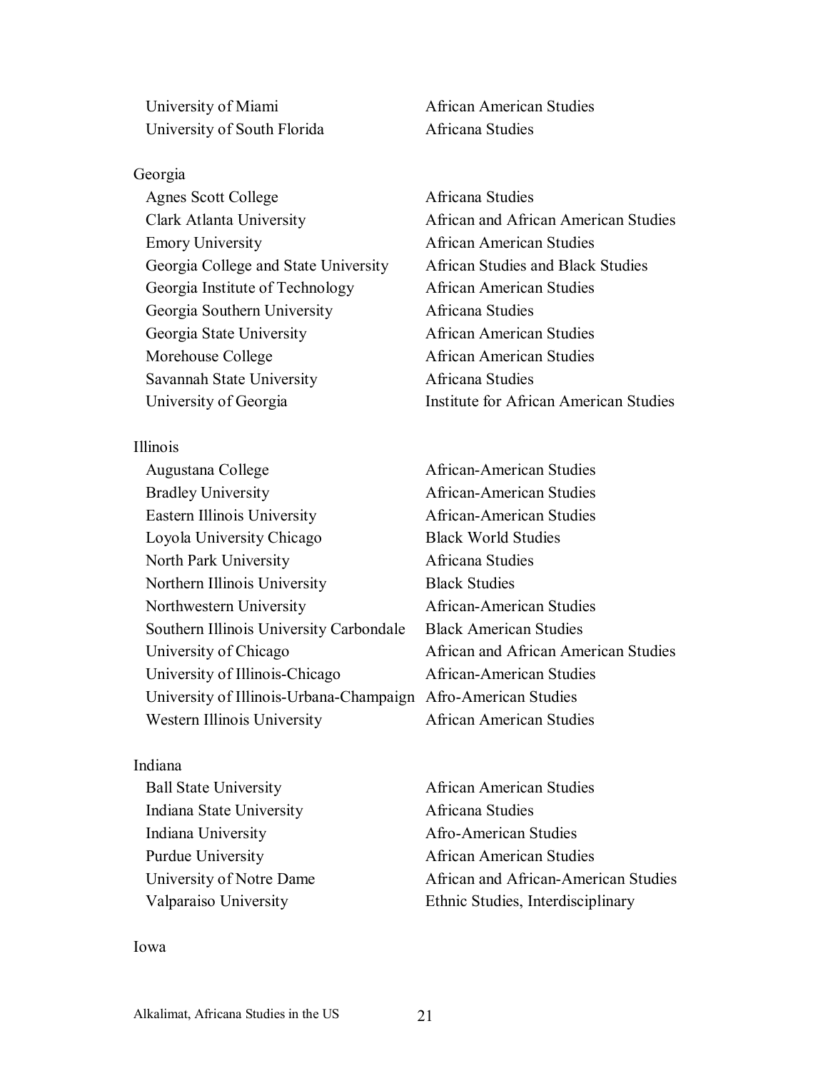| | |
|---|---|
| University of Miami | African American Studies |
| University of South Florida | Africana Studies |

Georgia

| | |
|---|---|
| Agnes Scott College | Africana Studies |
| Clark Atlanta University | African and African American Studies |
| Emory University | African American Studies |
| Georgia College and State University | African Studies and Black Studies |
| Georgia Institute of Technology | African American Studies |
| Georgia Southern University | Africana Studies |
| Georgia State University | African American Studies |
| Morehouse College | African American Studies |
| Savannah State University | Africana Studies |
| University of Georgia | Institute for African American Studies |

Illinois

| | |
|---|---|
| Augustana College | African-American Studies |
| Bradley University | African-American Studies |
| Eastern Illinois University | African-American Studies |
| Loyola University Chicago | Black World Studies |
| North Park University | Africana Studies |
| Northern Illinois University | Black Studies |
| Northwestern University | African-American Studies |
| Southern Illinois University Carbondale | Black American Studies |
| University of Chicago | African and African American Studies |
| University of Illinois-Chicago | African-American Studies |
| University of Illinois-Urbana-Champaign | Afro-American Studies |
| Western Illinois University | African American Studies |

Indiana

| | |
|---|---|
| Ball State University | African American Studies |
| Indiana State University | Africana Studies |
| Indiana University | Afro-American Studies |
| Purdue University | African American Studies |
| University of Notre Dame | African and African-American Studies |
| Valparaiso University | Ethnic Studies, Interdisciplinary |

Iowa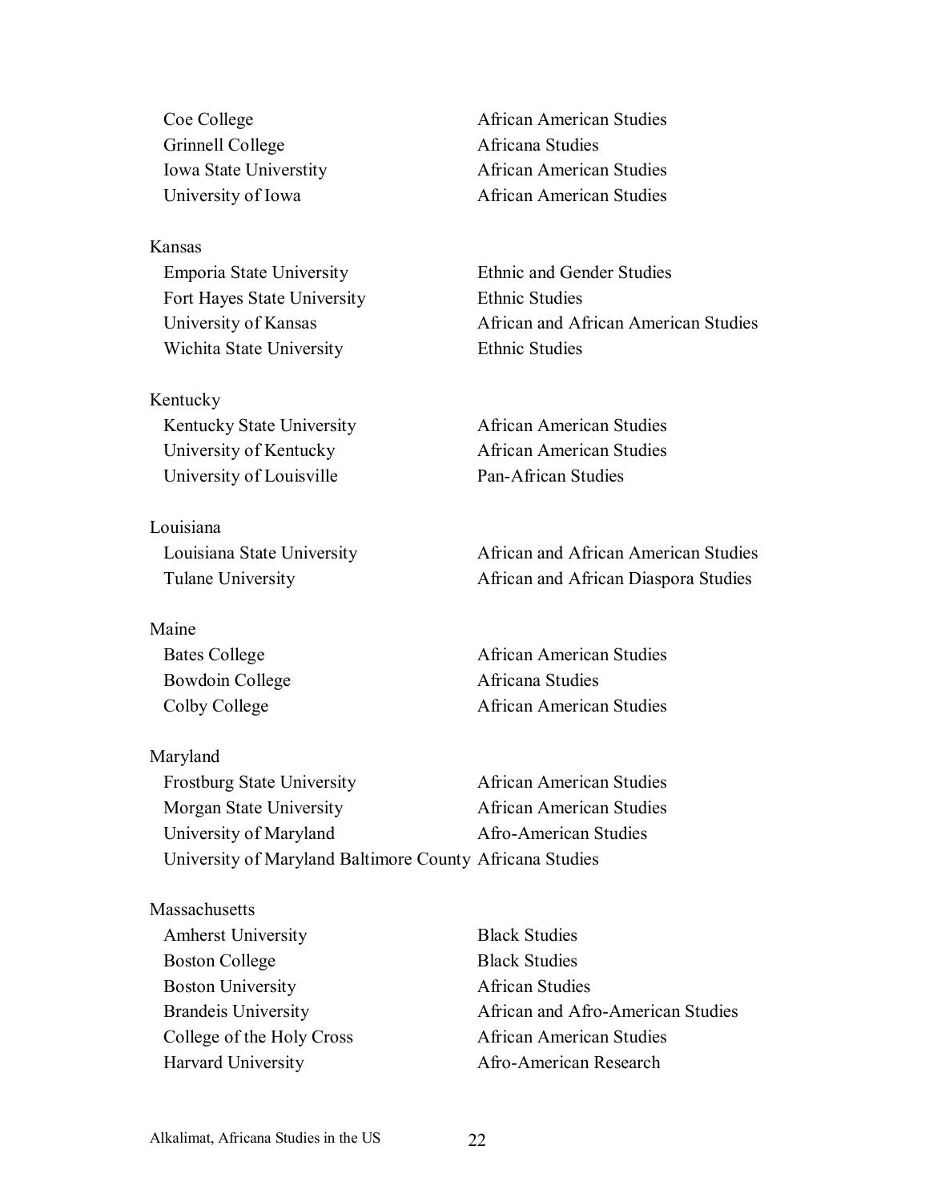Coe College — African American Studies
Grinnell College — Africana Studies
Iowa State Universtity — African American Studies
University of Iowa — African American Studies

Kansas
Emporia State University — Ethnic and Gender Studies
Fort Hayes State University — Ethnic Studies
University of Kansas — African and African American Studies
Wichita State University — Ethnic Studies

Kentucky
Kentucky State University — African American Studies
University of Kentucky — African American Studies
University of Louisville — Pan-African Studies

Louisiana
Louisiana State University — African and African American Studies
Tulane University — African and African Diaspora Studies

Maine
Bates College — African American Studies
Bowdoin College — Africana Studies
Colby College — African American Studies

Maryland
Frostburg State University — African American Studies
Morgan State University — African American Studies
University of Maryland — Afro-American Studies
University of Maryland Baltimore County — Africana Studies

Massachusetts
Amherst University — Black Studies
Boston College — Black Studies
Boston University — African Studies
Brandeis University — African and Afro-American Studies
College of the Holy Cross — African American Studies
Harvard University — Afro-American Research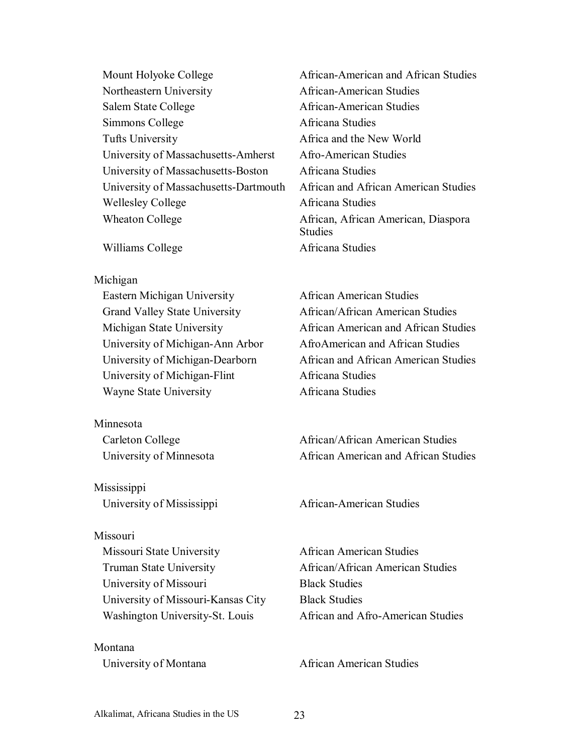| | |
|---|---|
| Mount Holyoke College | African-American and African Studies |
| Northeastern University | African-American Studies |
| Salem State College | African-American Studies |
| Simmons College | Africana Studies |
| Tufts University | Africa and the New World |
| University of Massachusetts-Amherst | Afro-American Studies |
| University of Massachusetts-Boston | Africana Studies |
| University of Massachusetts-Dartmouth | African and African American Studies |
| Wellesley College | Africana Studies |
| Wheaton College | African, African American, Diaspora Studies |
| Williams College | Africana Studies |
| **Michigan** | |
| Eastern Michigan University | African American Studies |
| Grand Valley State University | African/African American Studies |
| Michigan State University | African American and African Studies |
| University of Michigan-Ann Arbor | AfroAmerican and African Studies |
| University of Michigan-Dearborn | African and African American Studies |
| University of Michigan-Flint | Africana Studies |
| Wayne State University | Africana Studies |
| **Minnesota** | |
| Carleton College | African/African American Studies |
| University of Minnesota | African American and African Studies |
| **Mississippi** | |
| University of Mississippi | African-American Studies |
| **Missouri** | |
| Missouri State University | African American Studies |
| Truman State University | African/African American Studies |
| University of Missouri | Black Studies |
| University of Missouri-Kansas City | Black Studies |
| Washington University-St. Louis | African and Afro-American Studies |
| **Montana** | |
| University of Montana | African American Studies |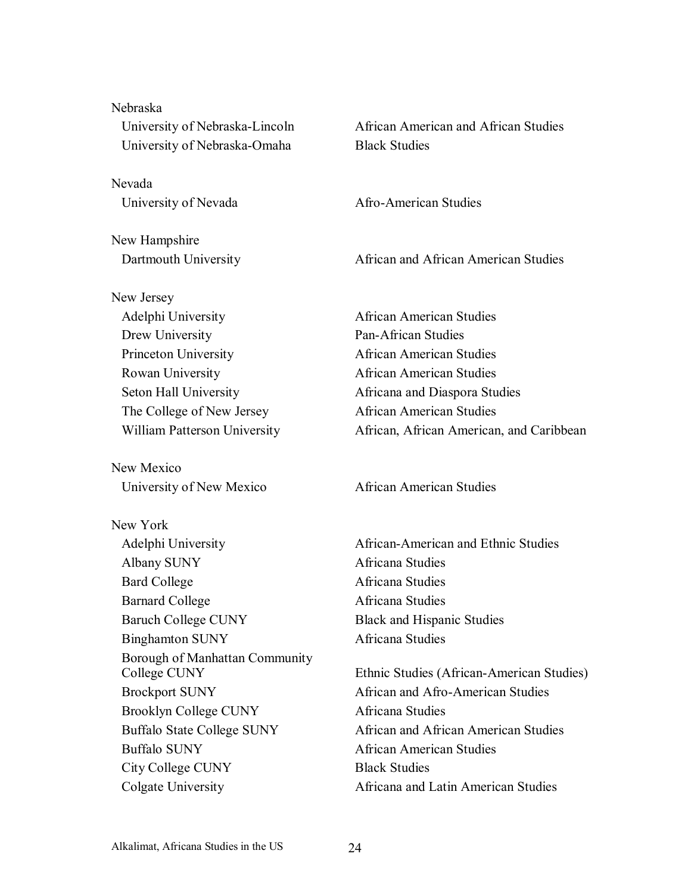Nebraska

| | |
|---|---|
| University of Nebraska-Lincoln | African American and African Studies |
| University of Nebraska-Omaha | Black Studies |

Nevada

| | |
|---|---|
| University of Nevada | Afro-American Studies |

New Hampshire

| | |
|---|---|
| Dartmouth University | African and African American Studies |

New Jersey

| | |
|---|---|
| Adelphi University | African American Studies |
| Drew University | Pan-African Studies |
| Princeton University | African American Studies |
| Rowan University | African American Studies |
| Seton Hall University | Africana and Diaspora Studies |
| The College of New Jersey | African American Studies |
| William Patterson University | African, African American, and Caribbean |

New Mexico

| | |
|---|---|
| University of New Mexico | African American Studies |

New York

| | |
|---|---|
| Adelphi University | African-American and Ethnic Studies |
| Albany SUNY | Africana Studies |
| Bard College | Africana Studies |
| Barnard College | Africana Studies |
| Baruch College CUNY | Black and Hispanic Studies |
| Binghamton SUNY | Africana Studies |
| Borough of Manhattan Community College CUNY | Ethnic Studies (African-American Studies) |
| Brockport SUNY | African and Afro-American Studies |
| Brooklyn College CUNY | Africana Studies |
| Buffalo State College SUNY | African and African American Studies |
| Buffalo SUNY | African American Studies |
| City College CUNY | Black Studies |
| Colgate University | Africana and Latin American Studies |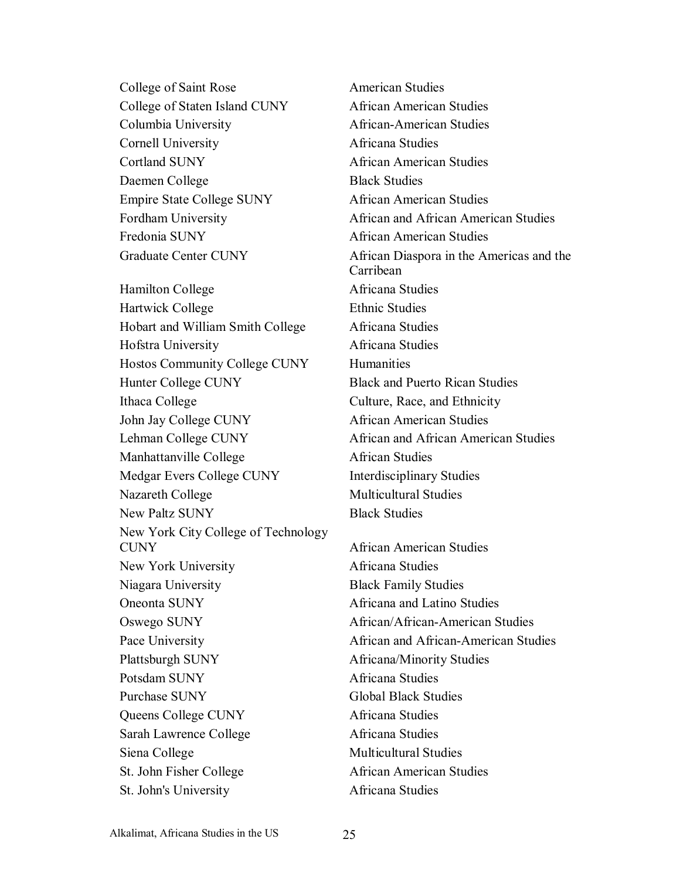| | |
|---|---|
| College of Saint Rose | American Studies |
| College of Staten Island CUNY | African American Studies |
| Columbia University | African-American Studies |
| Cornell University | Africana Studies |
| Cortland SUNY | African American Studies |
| Daemen College | Black Studies |
| Empire State College SUNY | African American Studies |
| Fordham University | African and African American Studies |
| Fredonia SUNY | African American Studies |
| Graduate Center CUNY | African Diaspora in the Americas and the Carribean |
| Hamilton College | Africana Studies |
| Hartwick College | Ethnic Studies |
| Hobart and William Smith College | Africana Studies |
| Hofstra University | Africana Studies |
| Hostos Community College CUNY | Humanities |
| Hunter College CUNY | Black and Puerto Rican Studies |
| Ithaca College | Culture, Race, and Ethnicity |
| John Jay College CUNY | African American Studies |
| Lehman College CUNY | African and African American Studies |
| Manhattanville College | African Studies |
| Medgar Evers College CUNY | Interdisciplinary Studies |
| Nazareth College | Multicultural Studies |
| New Paltz SUNY | Black Studies |
| New York City College of Technology CUNY | African American Studies |
| New York University | Africana Studies |
| Niagara University | Black Family Studies |
| Oneonta SUNY | Africana and Latino Studies |
| Oswego SUNY | African/African-American Studies |
| Pace University | African and African-American Studies |
| Plattsburgh SUNY | Africana/Minority Studies |
| Potsdam SUNY | Africana Studies |
| Purchase SUNY | Global Black Studies |
| Queens College CUNY | Africana Studies |
| Sarah Lawrence College | Africana Studies |
| Siena College | Multicultural Studies |
| St. John Fisher College | African American Studies |
| St. John's University | Africana Studies |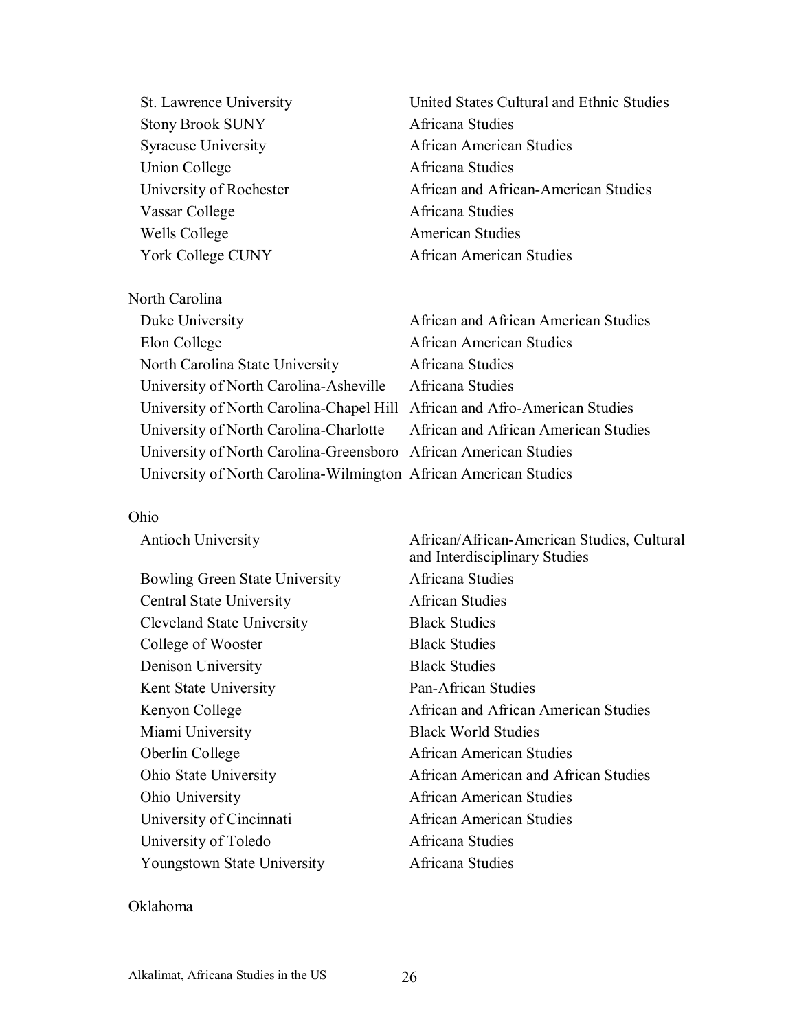| | |
|---|---|
| St. Lawrence University | United States Cultural and Ethnic Studies |
| Stony Brook SUNY | Africana Studies |
| Syracuse University | African American Studies |
| Union College | Africana Studies |
| University of Rochester | African and African-American Studies |
| Vassar College | Africana Studies |
| Wells College | American Studies |
| York College CUNY | African American Studies |

North Carolina

| | |
|---|---|
| Duke University | African and African American Studies |
| Elon College | African American Studies |
| North Carolina State University | Africana Studies |
| University of North Carolina-Asheville | Africana Studies |
| University of North Carolina-Chapel Hill | African and Afro-American Studies |
| University of North Carolina-Charlotte | African and African American Studies |
| University of North Carolina-Greensboro | African American Studies |
| University of North Carolina-Wilmington | African American Studies |

Ohio

| | |
|---|---|
| Antioch University | African/African-American Studies, Cultural and Interdisciplinary Studies |
| Bowling Green State University | Africana Studies |
| Central State University | African Studies |
| Cleveland State University | Black Studies |
| College of Wooster | Black Studies |
| Denison University | Black Studies |
| Kent State University | Pan-African Studies |
| Kenyon College | African and African American Studies |
| Miami University | Black World Studies |
| Oberlin College | African American Studies |
| Ohio State University | African American and African Studies |
| Ohio University | African American Studies |
| University of Cincinnati | African American Studies |
| University of Toledo | Africana Studies |
| Youngstown State University | Africana Studies |

Oklahoma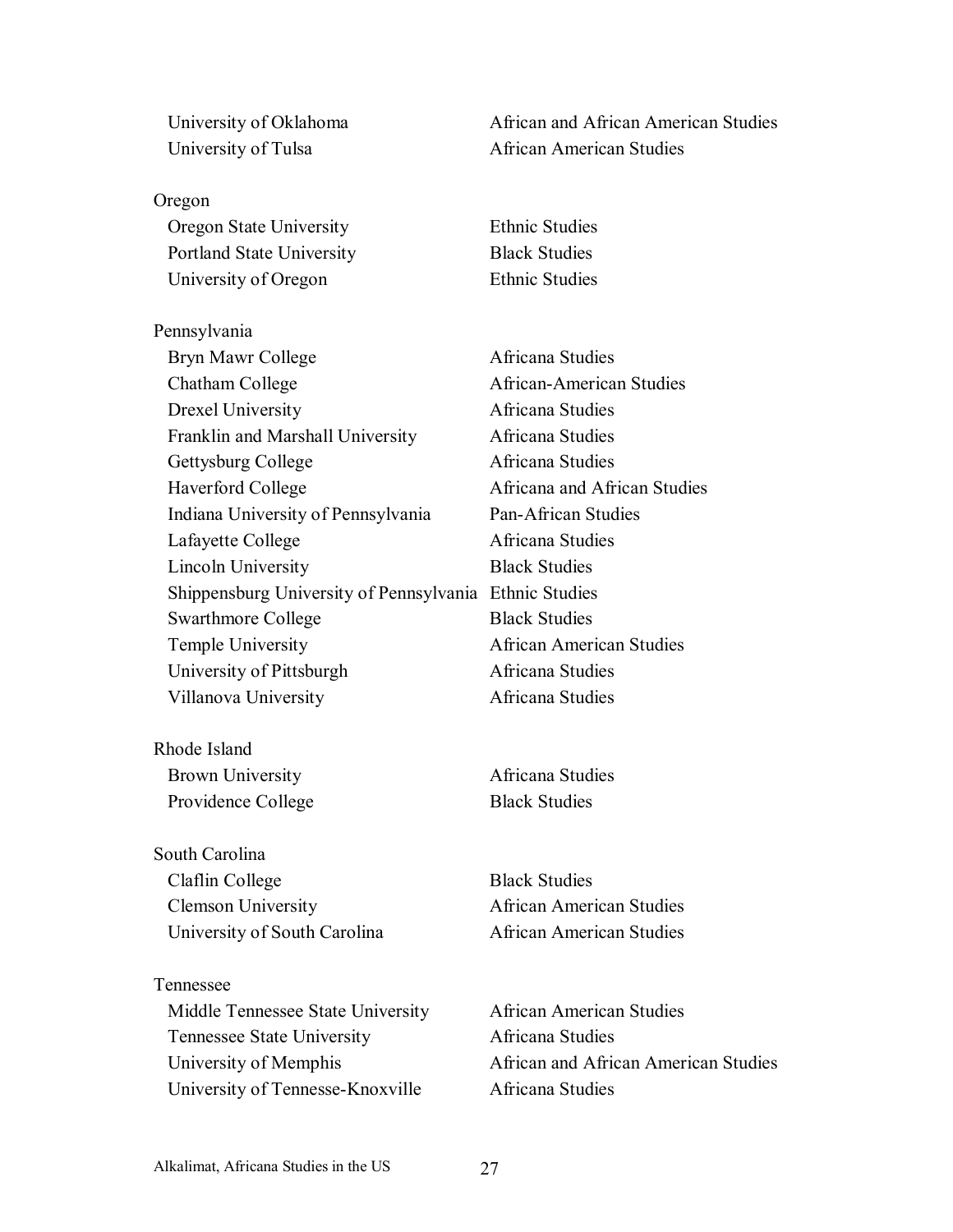| | |
|---|---|
| University of Oklahoma | African and African American Studies |
| University of Tulsa | African American Studies |
| | |
| Oregon | |
| Oregon State University | Ethnic Studies |
| Portland State University | Black Studies |
| University of Oregon | Ethnic Studies |
| | |
| Pennsylvania | |
| Bryn Mawr College | Africana Studies |
| Chatham College | African-American Studies |
| Drexel University | Africana Studies |
| Franklin and Marshall University | Africana Studies |
| Gettysburg College | Africana Studies |
| Haverford College | Africana and African Studies |
| Indiana University of Pennsylvania | Pan-African Studies |
| Lafayette College | Africana Studies |
| Lincoln University | Black Studies |
| Shippensburg University of Pennsylvania | Ethnic Studies |
| Swarthmore College | Black Studies |
| Temple University | African American Studies |
| University of Pittsburgh | Africana Studies |
| Villanova University | Africana Studies |
| | |
| Rhode Island | |
| Brown University | Africana Studies |
| Providence College | Black Studies |
| | |
| South Carolina | |
| Claflin College | Black Studies |
| Clemson University | African American Studies |
| University of South Carolina | African American Studies |
| | |
| Tennessee | |
| Middle Tennessee State University | African American Studies |
| Tennessee State University | Africana Studies |
| University of Memphis | African and African American Studies |
| University of Tennesse-Knoxville | Africana Studies |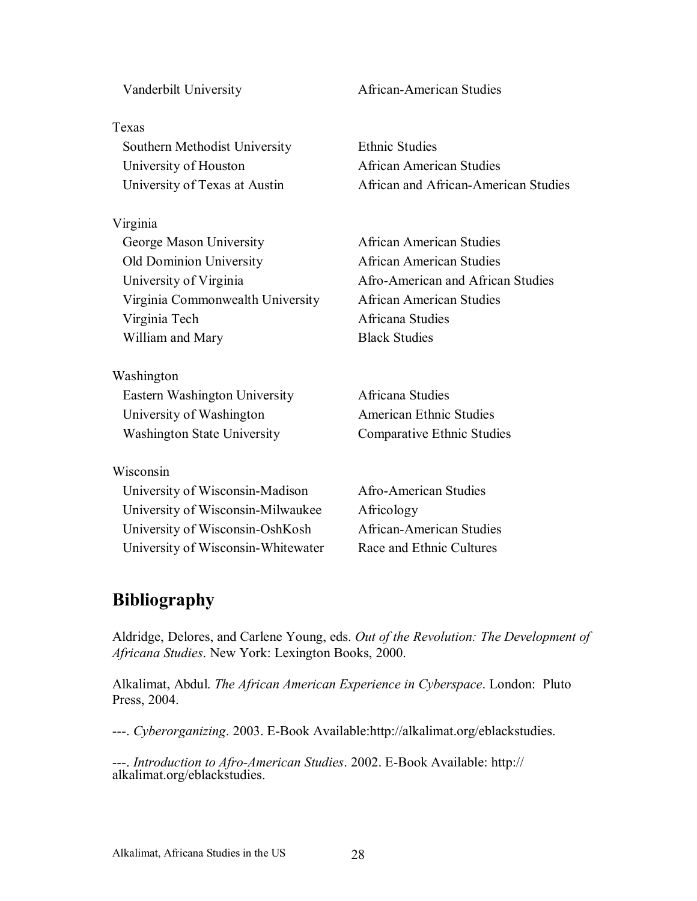| | |
|---|---|
| Vanderbilt University | African-American Studies |
| | |
| Texas | |
| Southern Methodist University | Ethnic Studies |
| University of Houston | African American Studies |
| University of Texas at Austin | African and African-American Studies |
| | |
| Virginia | |
| George Mason University | African American Studies |
| Old Dominion University | African American Studies |
| University of Virginia | Afro-American and African Studies |
| Virginia Commonwealth University | African American Studies |
| Virginia Tech | Africana Studies |
| William and Mary | Black Studies |
| | |
| Washington | |
| Eastern Washington University | Africana Studies |
| University of Washington | American Ethnic Studies |
| Washington State University | Comparative Ethnic Studies |
| | |
| Wisconsin | |
| University of Wisconsin-Madison | Afro-American Studies |
| University of Wisconsin-Milwaukee | Africology |
| University of Wisconsin-OshKosh | African-American Studies |
| University of Wisconsin-Whitewater | Race and Ethnic Cultures |

## Bibliography

Aldridge, Delores, and Carlene Young, eds. *Out of the Revolution: The Development of Africana Studies*. New York: Lexington Books, 2000.

Alkalimat, Abdul. *The African American Experience in Cyberspace*. London: Pluto Press, 2004.

---. *Cyberorganizing*. 2003. E-Book Available:http://alkalimat.org/eblackstudies.

---. *Introduction to Afro-American Studies*. 2002. E-Book Available: http://alkalimat.org/eblackstudies.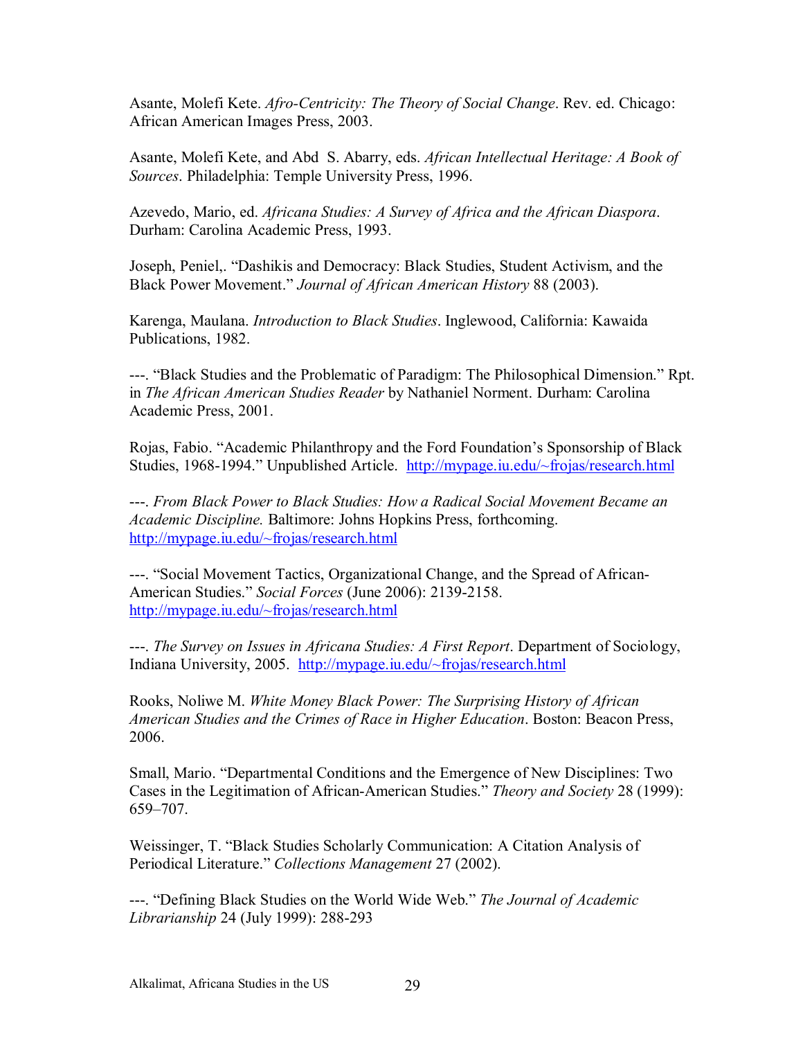Asante, Molefi Kete. *Afro-Centricity: The Theory of Social Change*. Rev. ed. Chicago: African American Images Press, 2003.

Asante, Molefi Kete, and Abd S. Abarry, eds. *African Intellectual Heritage: A Book of Sources*. Philadelphia: Temple University Press, 1996.

Azevedo, Mario, ed. *Africana Studies: A Survey of Africa and the African Diaspora*. Durham: Carolina Academic Press, 1993.

Joseph, Peniel,. "Dashikis and Democracy: Black Studies, Student Activism, and the Black Power Movement." *Journal of African American History* 88 (2003).

Karenga, Maulana. *Introduction to Black Studies*. Inglewood, California: Kawaida Publications, 1982.

---. "Black Studies and the Problematic of Paradigm: The Philosophical Dimension." Rpt. in *The African American Studies Reader* by Nathaniel Norment. Durham: Carolina Academic Press, 2001.

Rojas, Fabio. "Academic Philanthropy and the Ford Foundation's Sponsorship of Black Studies, 1968-1994." Unpublished Article. http://mypage.iu.edu/~frojas/research.html

---. *From Black Power to Black Studies: How a Radical Social Movement Became an Academic Discipline.* Baltimore: Johns Hopkins Press, forthcoming. http://mypage.iu.edu/~frojas/research.html

---. "Social Movement Tactics, Organizational Change, and the Spread of African-American Studies." *Social Forces* (June 2006): 2139-2158. http://mypage.iu.edu/~frojas/research.html

---. *The Survey on Issues in Africana Studies: A First Report*. Department of Sociology, Indiana University, 2005. http://mypage.iu.edu/~frojas/research.html

Rooks, Noliwe M. *White Money Black Power: The Surprising History of African American Studies and the Crimes of Race in Higher Education*. Boston: Beacon Press, 2006.

Small, Mario. "Departmental Conditions and the Emergence of New Disciplines: Two Cases in the Legitimation of African-American Studies." *Theory and Society* 28 (1999): 659–707.

Weissinger, T. "Black Studies Scholarly Communication: A Citation Analysis of Periodical Literature." *Collections Management* 27 (2002).

---. "Defining Black Studies on the World Wide Web." *The Journal of Academic Librarianship* 24 (July 1999): 288-293